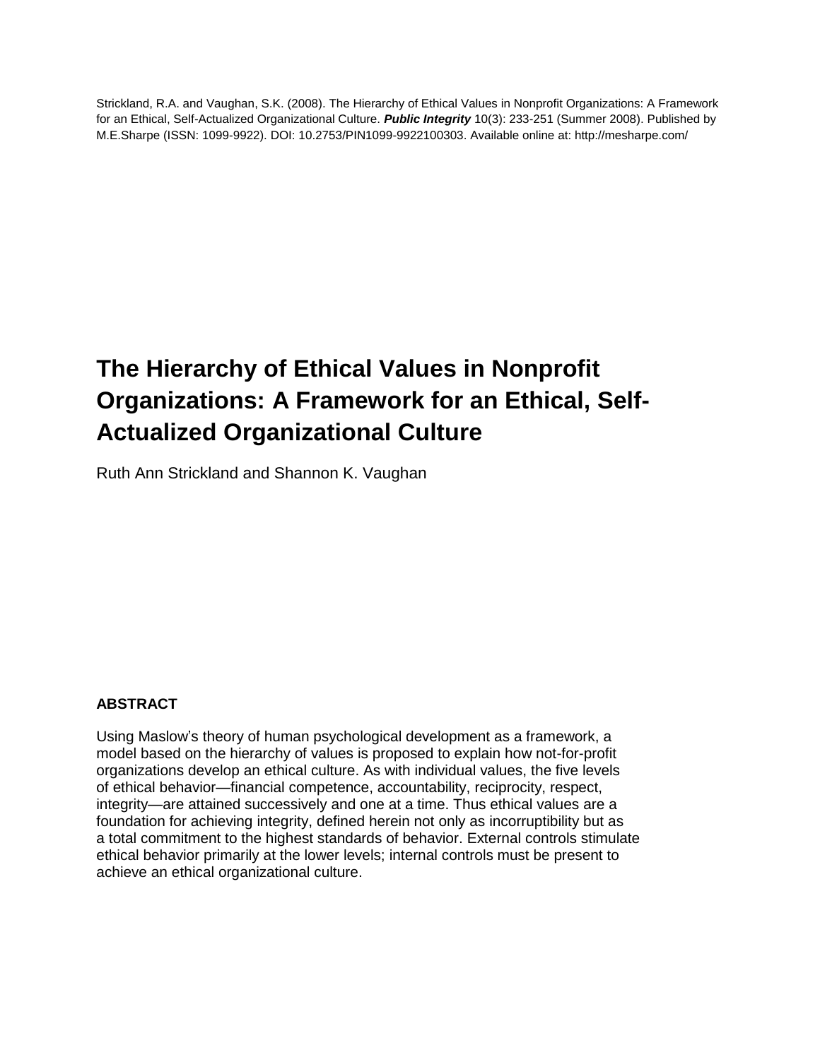Strickland, R.A. and Vaughan, S.K. (2008). The Hierarchy of Ethical Values in Nonprofit Organizations: A Framework for an Ethical, Self-Actualized Organizational Culture. ***Public Integrity*** 10(3): 233-251 (Summer 2008). Published by M.E.Sharpe (ISSN: 1099-9922). DOI: 10.2753/PIN1099-9922100303. Available online at: http://mesharpe.com/

# The Hierarchy of Ethical Values in Nonprofit Organizations: A Framework for an Ethical, Self-Actualized Organizational Culture

Ruth Ann Strickland and Shannon K. Vaughan

### ABSTRACT

Using Maslow's theory of human psychological development as a framework, a model based on the hierarchy of values is proposed to explain how not-for-profit organizations develop an ethical culture. As with individual values, the five levels of ethical behavior—financial competence, accountability, reciprocity, respect, integrity—are attained successively and one at a time. Thus ethical values are a foundation for achieving integrity, defined herein not only as incorruptibility but as a total commitment to the highest standards of behavior. External controls stimulate ethical behavior primarily at the lower levels; internal controls must be present to achieve an ethical organizational culture.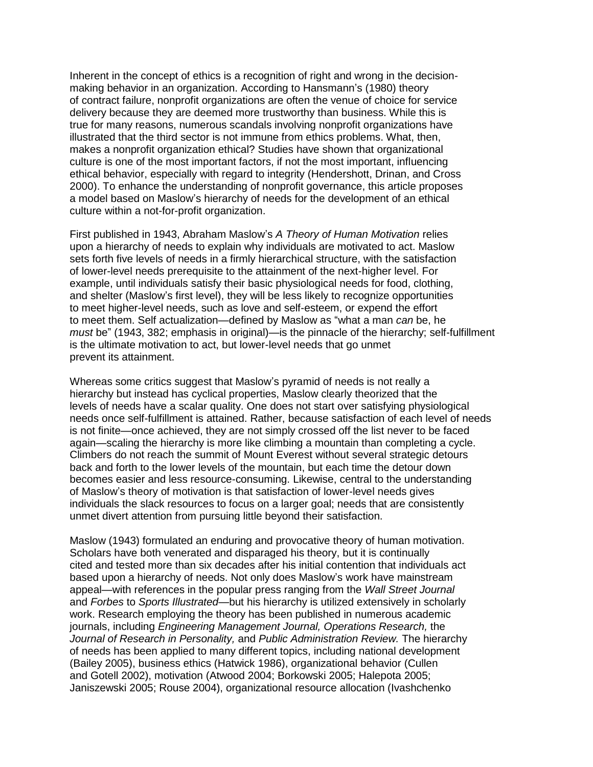Inherent in the concept of ethics is a recognition of right and wrong in the decision-making behavior in an organization. According to Hansmann's (1980) theory of contract failure, nonprofit organizations are often the venue of choice for service delivery because they are deemed more trustworthy than business. While this is true for many reasons, numerous scandals involving nonprofit organizations have illustrated that the third sector is not immune from ethics problems. What, then, makes a nonprofit organization ethical? Studies have shown that organizational culture is one of the most important factors, if not the most important, influencing ethical behavior, especially with regard to integrity (Hendershott, Drinan, and Cross 2000). To enhance the understanding of nonprofit governance, this article proposes a model based on Maslow's hierarchy of needs for the development of an ethical culture within a not-for-profit organization.

First published in 1943, Abraham Maslow's *A Theory of Human Motivation* relies upon a hierarchy of needs to explain why individuals are motivated to act. Maslow sets forth five levels of needs in a firmly hierarchical structure, with the satisfaction of lower-level needs prerequisite to the attainment of the next-higher level. For example, until individuals satisfy their basic physiological needs for food, clothing, and shelter (Maslow's first level), they will be less likely to recognize opportunities to meet higher-level needs, such as love and self-esteem, or expend the effort to meet them. Self actualization—defined by Maslow as "what a man *can* be, he *must* be" (1943, 382; emphasis in original)—is the pinnacle of the hierarchy; self-fulfillment is the ultimate motivation to act, but lower-level needs that go unmet prevent its attainment.

Whereas some critics suggest that Maslow's pyramid of needs is not really a hierarchy but instead has cyclical properties, Maslow clearly theorized that the levels of needs have a scalar quality. One does not start over satisfying physiological needs once self-fulfillment is attained. Rather, because satisfaction of each level of needs is not finite—once achieved, they are not simply crossed off the list never to be faced again—scaling the hierarchy is more like climbing a mountain than completing a cycle. Climbers do not reach the summit of Mount Everest without several strategic detours back and forth to the lower levels of the mountain, but each time the detour down becomes easier and less resource-consuming. Likewise, central to the understanding of Maslow's theory of motivation is that satisfaction of lower-level needs gives individuals the slack resources to focus on a larger goal; needs that are consistently unmet divert attention from pursuing little beyond their satisfaction.

Maslow (1943) formulated an enduring and provocative theory of human motivation. Scholars have both venerated and disparaged his theory, but it is continually cited and tested more than six decades after his initial contention that individuals act based upon a hierarchy of needs. Not only does Maslow's work have mainstream appeal—with references in the popular press ranging from the *Wall Street Journal* and *Forbes* to *Sports Illustrated*—but his hierarchy is utilized extensively in scholarly work. Research employing the theory has been published in numerous academic journals, including *Engineering Management Journal, Operations Research,* the *Journal of Research in Personality,* and *Public Administration Review.* The hierarchy of needs has been applied to many different topics, including national development (Bailey 2005), business ethics (Hatwick 1986), organizational behavior (Cullen and Gotell 2002), motivation (Atwood 2004; Borkowski 2005; Halepota 2005; Janiszewski 2005; Rouse 2004), organizational resource allocation (Ivashchenko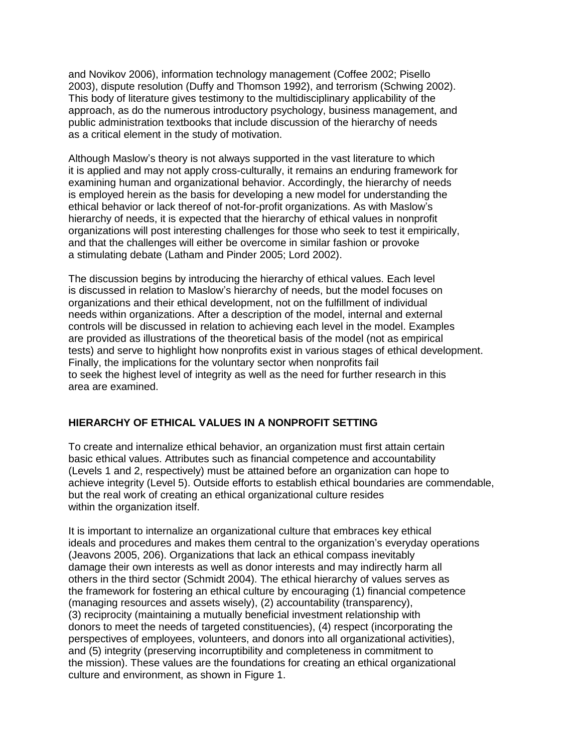and Novikov 2006), information technology management (Coffee 2002; Pisello 2003), dispute resolution (Duffy and Thomson 1992), and terrorism (Schwing 2002). This body of literature gives testimony to the multidisciplinary applicability of the approach, as do the numerous introductory psychology, business management, and public administration textbooks that include discussion of the hierarchy of needs as a critical element in the study of motivation.

Although Maslow's theory is not always supported in the vast literature to which it is applied and may not apply cross-culturally, it remains an enduring framework for examining human and organizational behavior. Accordingly, the hierarchy of needs is employed herein as the basis for developing a new model for understanding the ethical behavior or lack thereof of not-for-profit organizations. As with Maslow's hierarchy of needs, it is expected that the hierarchy of ethical values in nonprofit organizations will post interesting challenges for those who seek to test it empirically, and that the challenges will either be overcome in similar fashion or provoke a stimulating debate (Latham and Pinder 2005; Lord 2002).

The discussion begins by introducing the hierarchy of ethical values. Each level is discussed in relation to Maslow's hierarchy of needs, but the model focuses on organizations and their ethical development, not on the fulfillment of individual needs within organizations. After a description of the model, internal and external controls will be discussed in relation to achieving each level in the model. Examples are provided as illustrations of the theoretical basis of the model (not as empirical tests) and serve to highlight how nonprofits exist in various stages of ethical development. Finally, the implications for the voluntary sector when nonprofits fail to seek the highest level of integrity as well as the need for further research in this area are examined.

## HIERARCHY OF ETHICAL VALUES IN A NONPROFIT SETTING

To create and internalize ethical behavior, an organization must first attain certain basic ethical values. Attributes such as financial competence and accountability (Levels 1 and 2, respectively) must be attained before an organization can hope to achieve integrity (Level 5). Outside efforts to establish ethical boundaries are commendable, but the real work of creating an ethical organizational culture resides within the organization itself.

It is important to internalize an organizational culture that embraces key ethical ideals and procedures and makes them central to the organization's everyday operations (Jeavons 2005, 206). Organizations that lack an ethical compass inevitably damage their own interests as well as donor interests and may indirectly harm all others in the third sector (Schmidt 2004). The ethical hierarchy of values serves as the framework for fostering an ethical culture by encouraging (1) financial competence (managing resources and assets wisely), (2) accountability (transparency), (3) reciprocity (maintaining a mutually beneficial investment relationship with donors to meet the needs of targeted constituencies), (4) respect (incorporating the perspectives of employees, volunteers, and donors into all organizational activities), and (5) integrity (preserving incorruptibility and completeness in commitment to the mission). These values are the foundations for creating an ethical organizational culture and environment, as shown in Figure 1.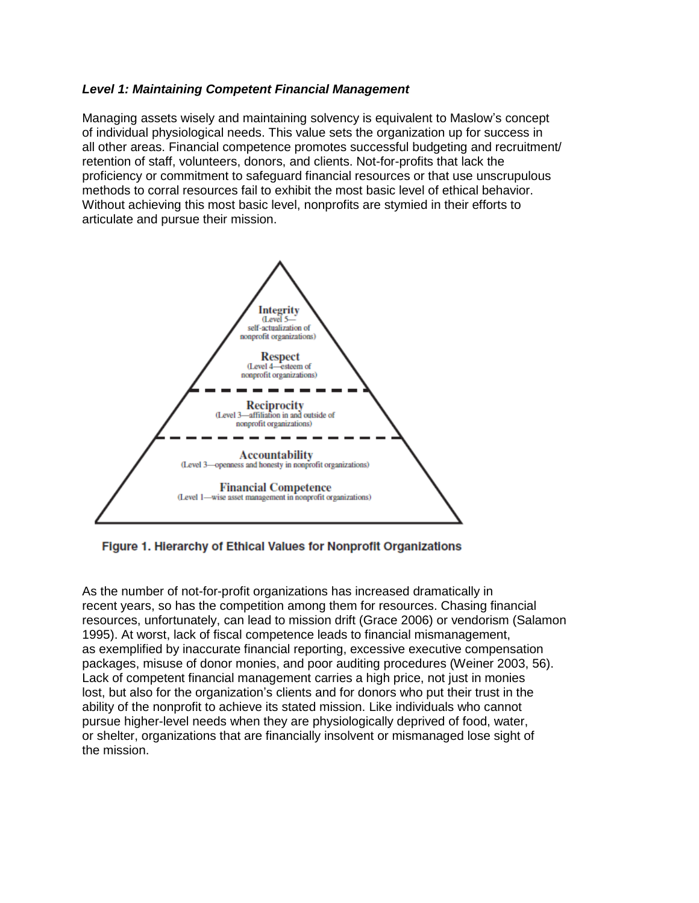***Level 1: Maintaining Competent Financial Management***

Managing assets wisely and maintaining solvency is equivalent to Maslow's concept of individual physiological needs. This value sets the organization up for success in all other areas. Financial competence promotes successful budgeting and recruitment/retention of staff, volunteers, donors, and clients. Not-for-profits that lack the proficiency or commitment to safeguard financial resources or that use unscrupulous methods to corral resources fail to exhibit the most basic level of ethical behavior. Without achieving this most basic level, nonprofits are stymied in their efforts to articulate and pursue their mission.

**Integrity**
(Level 5—self-actualization of nonprofit organizations)

**Respect**
(Level 4—esteem of nonprofit organizations)

**Reciprocity**
(Level 3—affiliation in and outside of nonprofit organizations)

**Accountability**
(Level 3—openness and honesty in nonprofit organizations)

**Financial Competence**
(Level 1—wise asset management in nonprofit organizations)

**Figure 1. Hierarchy of Ethical Values for Nonprofit Organizations**

As the number of not-for-profit organizations has increased dramatically in recent years, so has the competition among them for resources. Chasing financial resources, unfortunately, can lead to mission drift (Grace 2006) or vendorism (Salamon 1995). At worst, lack of fiscal competence leads to financial mismanagement, as exemplified by inaccurate financial reporting, excessive executive compensation packages, misuse of donor monies, and poor auditing procedures (Weiner 2003, 56). Lack of competent financial management carries a high price, not just in monies lost, but also for the organization's clients and for donors who put their trust in the ability of the nonprofit to achieve its stated mission. Like individuals who cannot pursue higher-level needs when they are physiologically deprived of food, water, or shelter, organizations that are financially insolvent or mismanaged lose sight of the mission.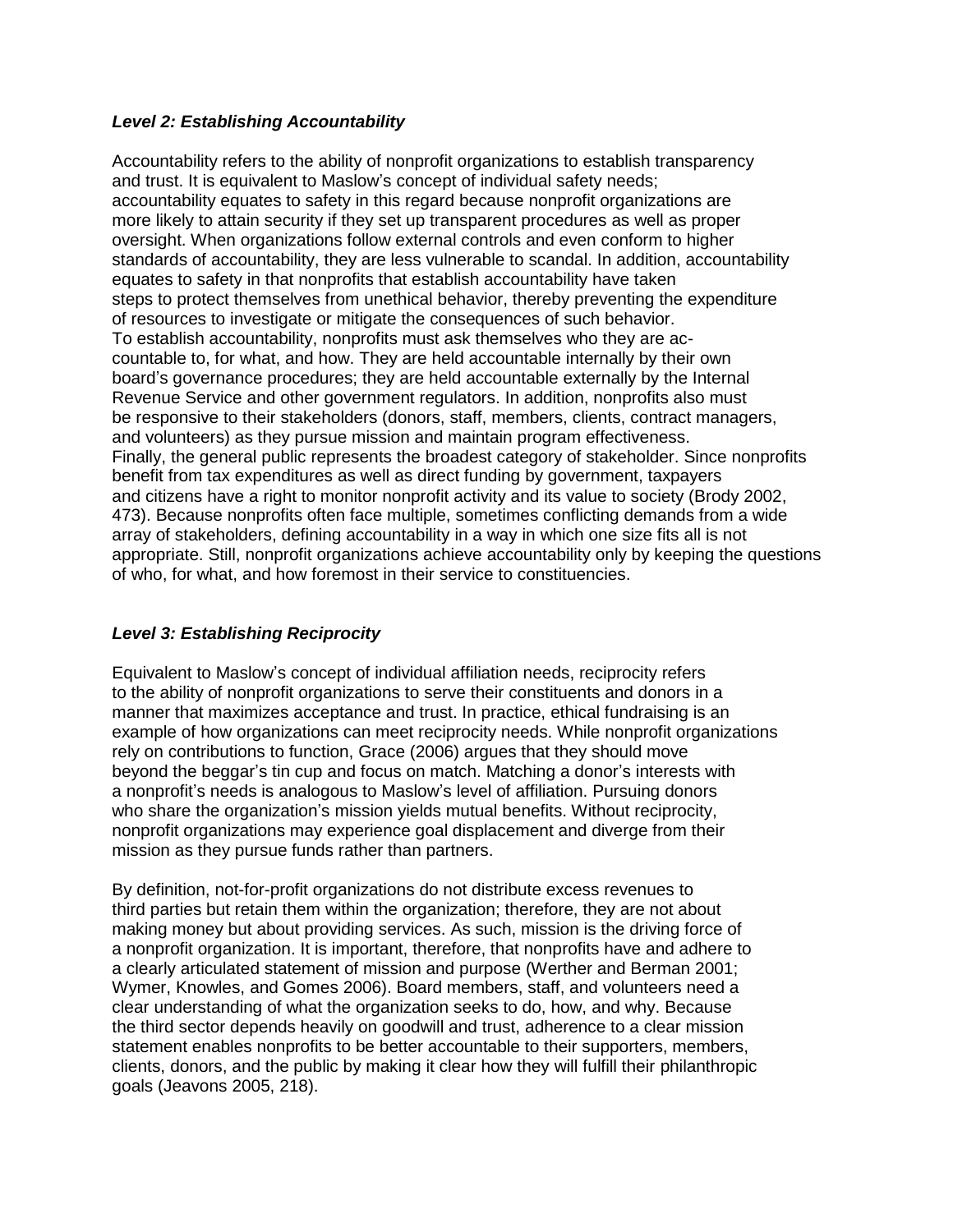### *Level 2: Establishing Accountability*

Accountability refers to the ability of nonprofit organizations to establish transparency and trust. It is equivalent to Maslow's concept of individual safety needs; accountability equates to safety in this regard because nonprofit organizations are more likely to attain security if they set up transparent procedures as well as proper oversight. When organizations follow external controls and even conform to higher standards of accountability, they are less vulnerable to scandal. In addition, accountability equates to safety in that nonprofits that establish accountability have taken steps to protect themselves from unethical behavior, thereby preventing the expenditure of resources to investigate or mitigate the consequences of such behavior. To establish accountability, nonprofits must ask themselves who they are accountable to, for what, and how. They are held accountable internally by their own board's governance procedures; they are held accountable externally by the Internal Revenue Service and other government regulators. In addition, nonprofits also must be responsive to their stakeholders (donors, staff, members, clients, contract managers, and volunteers) as they pursue mission and maintain program effectiveness. Finally, the general public represents the broadest category of stakeholder. Since nonprofits benefit from tax expenditures as well as direct funding by government, taxpayers and citizens have a right to monitor nonprofit activity and its value to society (Brody 2002, 473). Because nonprofits often face multiple, sometimes conflicting demands from a wide array of stakeholders, defining accountability in a way in which one size fits all is not appropriate. Still, nonprofit organizations achieve accountability only by keeping the questions of who, for what, and how foremost in their service to constituencies.

### *Level 3: Establishing Reciprocity*

Equivalent to Maslow's concept of individual affiliation needs, reciprocity refers to the ability of nonprofit organizations to serve their constituents and donors in a manner that maximizes acceptance and trust. In practice, ethical fundraising is an example of how organizations can meet reciprocity needs. While nonprofit organizations rely on contributions to function, Grace (2006) argues that they should move beyond the beggar's tin cup and focus on match. Matching a donor's interests with a nonprofit's needs is analogous to Maslow's level of affiliation. Pursuing donors who share the organization's mission yields mutual benefits. Without reciprocity, nonprofit organizations may experience goal displacement and diverge from their mission as they pursue funds rather than partners.

By definition, not-for-profit organizations do not distribute excess revenues to third parties but retain them within the organization; therefore, they are not about making money but about providing services. As such, mission is the driving force of a nonprofit organization. It is important, therefore, that nonprofits have and adhere to a clearly articulated statement of mission and purpose (Werther and Berman 2001; Wymer, Knowles, and Gomes 2006). Board members, staff, and volunteers need a clear understanding of what the organization seeks to do, how, and why. Because the third sector depends heavily on goodwill and trust, adherence to a clear mission statement enables nonprofits to be better accountable to their supporters, members, clients, donors, and the public by making it clear how they will fulfill their philanthropic goals (Jeavons 2005, 218).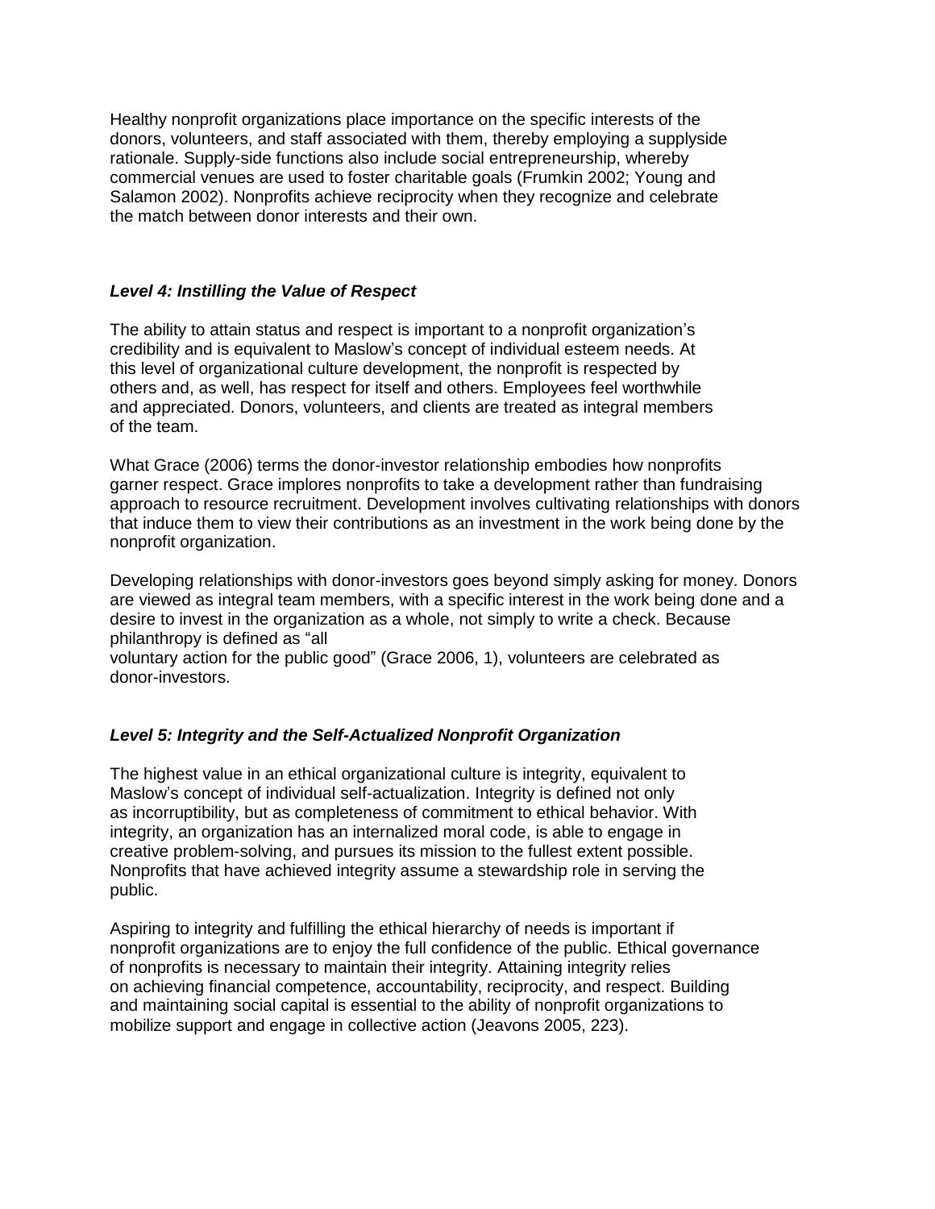Healthy nonprofit organizations place importance on the specific interests of the donors, volunteers, and staff associated with them, thereby employing a supplyside rationale. Supply-side functions also include social entrepreneurship, whereby commercial venues are used to foster charitable goals (Frumkin 2002; Young and Salamon 2002). Nonprofits achieve reciprocity when they recognize and celebrate the match between donor interests and their own.

### *Level 4: Instilling the Value of Respect*

The ability to attain status and respect is important to a nonprofit organization's credibility and is equivalent to Maslow's concept of individual esteem needs. At this level of organizational culture development, the nonprofit is respected by others and, as well, has respect for itself and others. Employees feel worthwhile and appreciated. Donors, volunteers, and clients are treated as integral members of the team.

What Grace (2006) terms the donor-investor relationship embodies how nonprofits garner respect. Grace implores nonprofits to take a development rather than fundraising approach to resource recruitment. Development involves cultivating relationships with donors that induce them to view their contributions as an investment in the work being done by the nonprofit organization.

Developing relationships with donor-investors goes beyond simply asking for money. Donors are viewed as integral team members, with a specific interest in the work being done and a desire to invest in the organization as a whole, not simply to write a check. Because philanthropy is defined as "all voluntary action for the public good" (Grace 2006, 1), volunteers are celebrated as donor-investors.

### *Level 5: Integrity and the Self-Actualized Nonprofit Organization*

The highest value in an ethical organizational culture is integrity, equivalent to Maslow's concept of individual self-actualization. Integrity is defined not only as incorruptibility, but as completeness of commitment to ethical behavior. With integrity, an organization has an internalized moral code, is able to engage in creative problem-solving, and pursues its mission to the fullest extent possible. Nonprofits that have achieved integrity assume a stewardship role in serving the public.

Aspiring to integrity and fulfilling the ethical hierarchy of needs is important if nonprofit organizations are to enjoy the full confidence of the public. Ethical governance of nonprofits is necessary to maintain their integrity. Attaining integrity relies on achieving financial competence, accountability, reciprocity, and respect. Building and maintaining social capital is essential to the ability of nonprofit organizations to mobilize support and engage in collective action (Jeavons 2005, 223).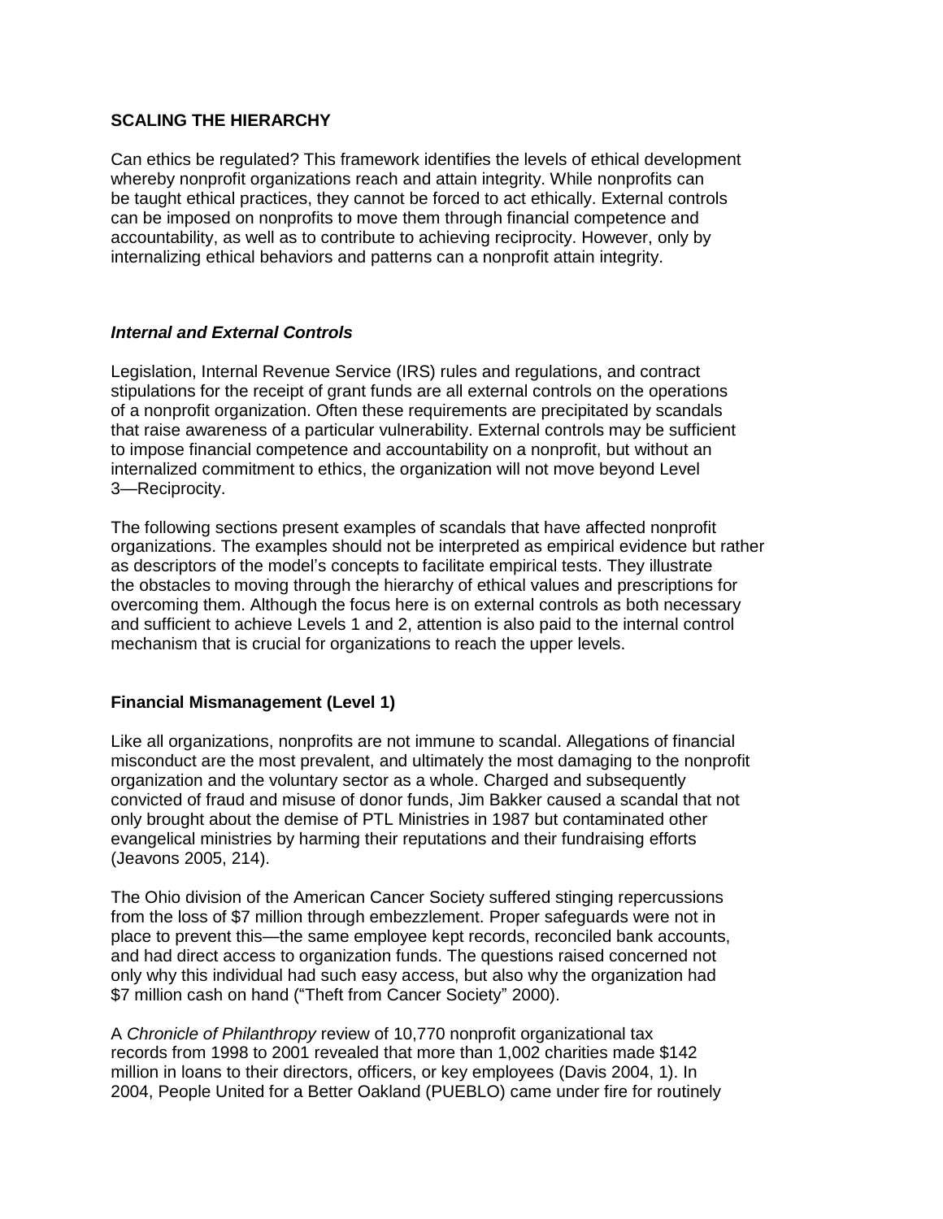## SCALING THE HIERARCHY

Can ethics be regulated? This framework identifies the levels of ethical development whereby nonprofit organizations reach and attain integrity. While nonprofits can be taught ethical practices, they cannot be forced to act ethically. External controls can be imposed on nonprofits to move them through financial competence and accountability, as well as to contribute to achieving reciprocity. However, only by internalizing ethical behaviors and patterns can a nonprofit attain integrity.

### *Internal and External Controls*

Legislation, Internal Revenue Service (IRS) rules and regulations, and contract stipulations for the receipt of grant funds are all external controls on the operations of a nonprofit organization. Often these requirements are precipitated by scandals that raise awareness of a particular vulnerability. External controls may be sufficient to impose financial competence and accountability on a nonprofit, but without an internalized commitment to ethics, the organization will not move beyond Level 3—Reciprocity.

The following sections present examples of scandals that have affected nonprofit organizations. The examples should not be interpreted as empirical evidence but rather as descriptors of the model's concepts to facilitate empirical tests. They illustrate the obstacles to moving through the hierarchy of ethical values and prescriptions for overcoming them. Although the focus here is on external controls as both necessary and sufficient to achieve Levels 1 and 2, attention is also paid to the internal control mechanism that is crucial for organizations to reach the upper levels.

### Financial Mismanagement (Level 1)

Like all organizations, nonprofits are not immune to scandal. Allegations of financial misconduct are the most prevalent, and ultimately the most damaging to the nonprofit organization and the voluntary sector as a whole. Charged and subsequently convicted of fraud and misuse of donor funds, Jim Bakker caused a scandal that not only brought about the demise of PTL Ministries in 1987 but contaminated other evangelical ministries by harming their reputations and their fundraising efforts (Jeavons 2005, 214).

The Ohio division of the American Cancer Society suffered stinging repercussions from the loss of $7 million through embezzlement. Proper safeguards were not in place to prevent this—the same employee kept records, reconciled bank accounts, and had direct access to organization funds. The questions raised concerned not only why this individual had such easy access, but also why the organization had $7 million cash on hand ("Theft from Cancer Society" 2000).

A *Chronicle of Philanthropy* review of 10,770 nonprofit organizational tax records from 1998 to 2001 revealed that more than 1,002 charities made $142 million in loans to their directors, officers, or key employees (Davis 2004, 1). In 2004, People United for a Better Oakland (PUEBLO) came under fire for routinely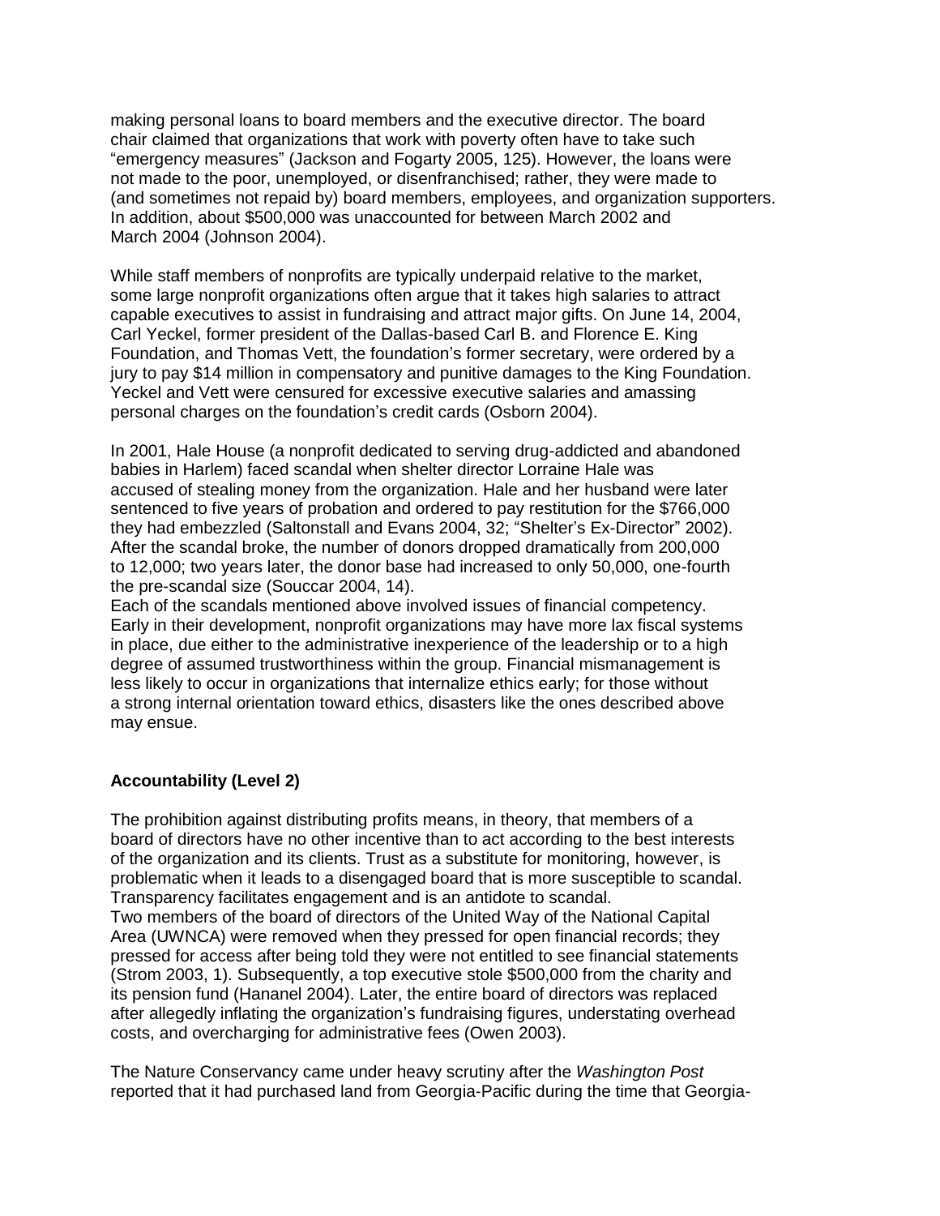making personal loans to board members and the executive director. The board chair claimed that organizations that work with poverty often have to take such "emergency measures" (Jackson and Fogarty 2005, 125). However, the loans were not made to the poor, unemployed, or disenfranchised; rather, they were made to (and sometimes not repaid by) board members, employees, and organization supporters. In addition, about $500,000 was unaccounted for between March 2002 and March 2004 (Johnson 2004).

While staff members of nonprofits are typically underpaid relative to the market, some large nonprofit organizations often argue that it takes high salaries to attract capable executives to assist in fundraising and attract major gifts. On June 14, 2004, Carl Yeckel, former president of the Dallas-based Carl B. and Florence E. King Foundation, and Thomas Vett, the foundation's former secretary, were ordered by a jury to pay $14 million in compensatory and punitive damages to the King Foundation. Yeckel and Vett were censured for excessive executive salaries and amassing personal charges on the foundation's credit cards (Osborn 2004).

In 2001, Hale House (a nonprofit dedicated to serving drug-addicted and abandoned babies in Harlem) faced scandal when shelter director Lorraine Hale was accused of stealing money from the organization. Hale and her husband were later sentenced to five years of probation and ordered to pay restitution for the $766,000 they had embezzled (Saltonstall and Evans 2004, 32; "Shelter's Ex-Director" 2002). After the scandal broke, the number of donors dropped dramatically from 200,000 to 12,000; two years later, the donor base had increased to only 50,000, one-fourth the pre-scandal size (Souccar 2004, 14).

Each of the scandals mentioned above involved issues of financial competency. Early in their development, nonprofit organizations may have more lax fiscal systems in place, due either to the administrative inexperience of the leadership or to a high degree of assumed trustworthiness within the group. Financial mismanagement is less likely to occur in organizations that internalize ethics early; for those without a strong internal orientation toward ethics, disasters like the ones described above may ensue.

### Accountability (Level 2)

The prohibition against distributing profits means, in theory, that members of a board of directors have no other incentive than to act according to the best interests of the organization and its clients. Trust as a substitute for monitoring, however, is problematic when it leads to a disengaged board that is more susceptible to scandal. Transparency facilitates engagement and is an antidote to scandal.

Two members of the board of directors of the United Way of the National Capital Area (UWNCA) were removed when they pressed for open financial records; they pressed for access after being told they were not entitled to see financial statements (Strom 2003, 1). Subsequently, a top executive stole $500,000 from the charity and its pension fund (Hananel 2004). Later, the entire board of directors was replaced after allegedly inflating the organization's fundraising figures, understating overhead costs, and overcharging for administrative fees (Owen 2003).

The Nature Conservancy came under heavy scrutiny after the *Washington Post* reported that it had purchased land from Georgia-Pacific during the time that Georgia-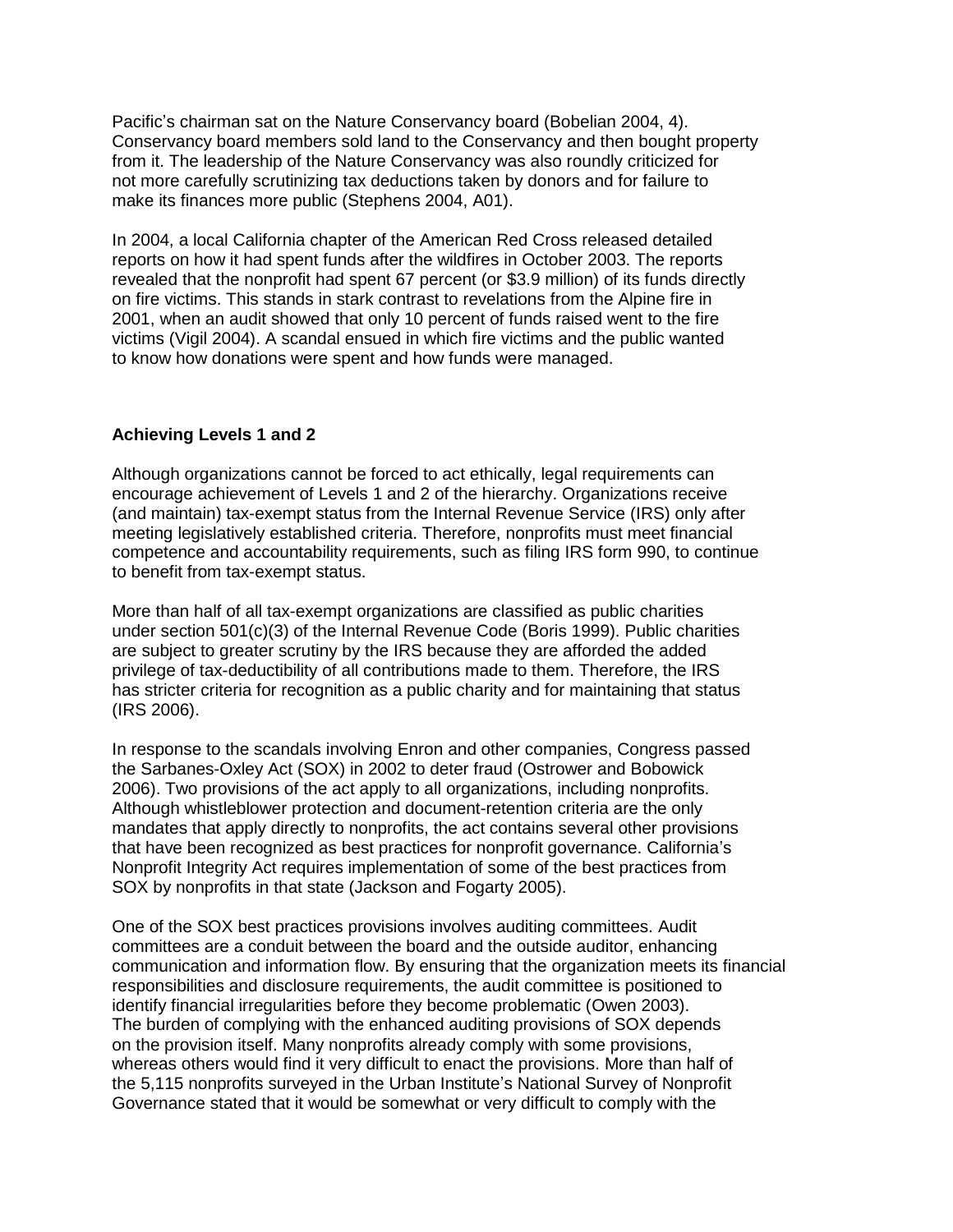Pacific's chairman sat on the Nature Conservancy board (Bobelian 2004, 4). Conservancy board members sold land to the Conservancy and then bought property from it. The leadership of the Nature Conservancy was also roundly criticized for not more carefully scrutinizing tax deductions taken by donors and for failure to make its finances more public (Stephens 2004, A01).

In 2004, a local California chapter of the American Red Cross released detailed reports on how it had spent funds after the wildfires in October 2003. The reports revealed that the nonprofit had spent 67 percent (or \$3.9 million) of its funds directly on fire victims. This stands in stark contrast to revelations from the Alpine fire in 2001, when an audit showed that only 10 percent of funds raised went to the fire victims (Vigil 2004). A scandal ensued in which fire victims and the public wanted to know how donations were spent and how funds were managed.

### Achieving Levels 1 and 2

Although organizations cannot be forced to act ethically, legal requirements can encourage achievement of Levels 1 and 2 of the hierarchy. Organizations receive (and maintain) tax-exempt status from the Internal Revenue Service (IRS) only after meeting legislatively established criteria. Therefore, nonprofits must meet financial competence and accountability requirements, such as filing IRS form 990, to continue to benefit from tax-exempt status.

More than half of all tax-exempt organizations are classified as public charities under section 501(c)(3) of the Internal Revenue Code (Boris 1999). Public charities are subject to greater scrutiny by the IRS because they are afforded the added privilege of tax-deductibility of all contributions made to them. Therefore, the IRS has stricter criteria for recognition as a public charity and for maintaining that status (IRS 2006).

In response to the scandals involving Enron and other companies, Congress passed the Sarbanes-Oxley Act (SOX) in 2002 to deter fraud (Ostrower and Bobowick 2006). Two provisions of the act apply to all organizations, including nonprofits. Although whistleblower protection and document-retention criteria are the only mandates that apply directly to nonprofits, the act contains several other provisions that have been recognized as best practices for nonprofit governance. California's Nonprofit Integrity Act requires implementation of some of the best practices from SOX by nonprofits in that state (Jackson and Fogarty 2005).

One of the SOX best practices provisions involves auditing committees. Audit committees are a conduit between the board and the outside auditor, enhancing communication and information flow. By ensuring that the organization meets its financial responsibilities and disclosure requirements, the audit committee is positioned to identify financial irregularities before they become problematic (Owen 2003). The burden of complying with the enhanced auditing provisions of SOX depends on the provision itself. Many nonprofits already comply with some provisions, whereas others would find it very difficult to enact the provisions. More than half of the 5,115 nonprofits surveyed in the Urban Institute's National Survey of Nonprofit Governance stated that it would be somewhat or very difficult to comply with the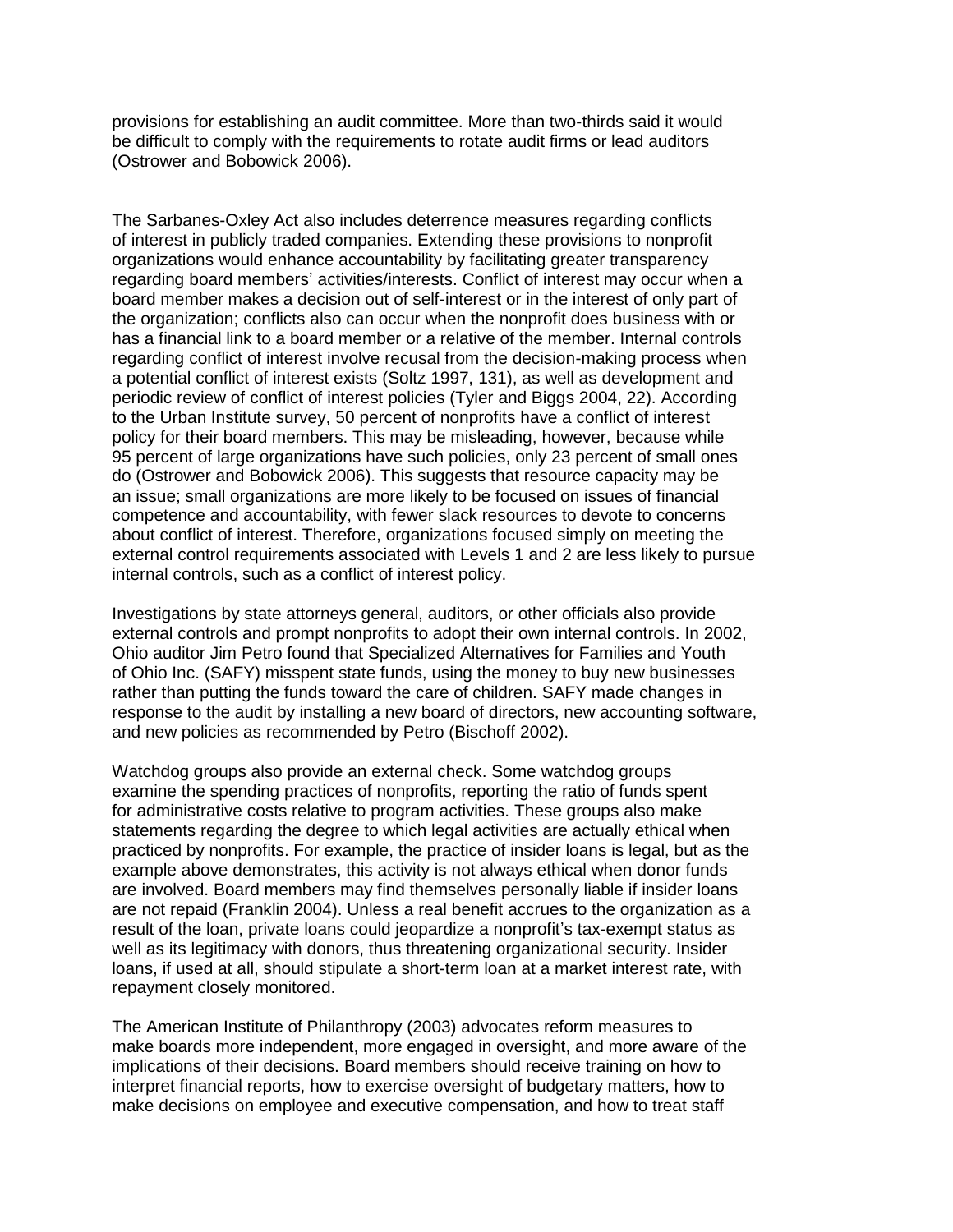provisions for establishing an audit committee. More than two-thirds said it would be difficult to comply with the requirements to rotate audit firms or lead auditors (Ostrower and Bobowick 2006).

The Sarbanes-Oxley Act also includes deterrence measures regarding conflicts of interest in publicly traded companies. Extending these provisions to nonprofit organizations would enhance accountability by facilitating greater transparency regarding board members' activities/interests. Conflict of interest may occur when a board member makes a decision out of self-interest or in the interest of only part of the organization; conflicts also can occur when the nonprofit does business with or has a financial link to a board member or a relative of the member. Internal controls regarding conflict of interest involve recusal from the decision-making process when a potential conflict of interest exists (Soltz 1997, 131), as well as development and periodic review of conflict of interest policies (Tyler and Biggs 2004, 22). According to the Urban Institute survey, 50 percent of nonprofits have a conflict of interest policy for their board members. This may be misleading, however, because while 95 percent of large organizations have such policies, only 23 percent of small ones do (Ostrower and Bobowick 2006). This suggests that resource capacity may be an issue; small organizations are more likely to be focused on issues of financial competence and accountability, with fewer slack resources to devote to concerns about conflict of interest. Therefore, organizations focused simply on meeting the external control requirements associated with Levels 1 and 2 are less likely to pursue internal controls, such as a conflict of interest policy.

Investigations by state attorneys general, auditors, or other officials also provide external controls and prompt nonprofits to adopt their own internal controls. In 2002, Ohio auditor Jim Petro found that Specialized Alternatives for Families and Youth of Ohio Inc. (SAFY) misspent state funds, using the money to buy new businesses rather than putting the funds toward the care of children. SAFY made changes in response to the audit by installing a new board of directors, new accounting software, and new policies as recommended by Petro (Bischoff 2002).

Watchdog groups also provide an external check. Some watchdog groups examine the spending practices of nonprofits, reporting the ratio of funds spent for administrative costs relative to program activities. These groups also make statements regarding the degree to which legal activities are actually ethical when practiced by nonprofits. For example, the practice of insider loans is legal, but as the example above demonstrates, this activity is not always ethical when donor funds are involved. Board members may find themselves personally liable if insider loans are not repaid (Franklin 2004). Unless a real benefit accrues to the organization as a result of the loan, private loans could jeopardize a nonprofit's tax-exempt status as well as its legitimacy with donors, thus threatening organizational security. Insider loans, if used at all, should stipulate a short-term loan at a market interest rate, with repayment closely monitored.

The American Institute of Philanthropy (2003) advocates reform measures to make boards more independent, more engaged in oversight, and more aware of the implications of their decisions. Board members should receive training on how to interpret financial reports, how to exercise oversight of budgetary matters, how to make decisions on employee and executive compensation, and how to treat staff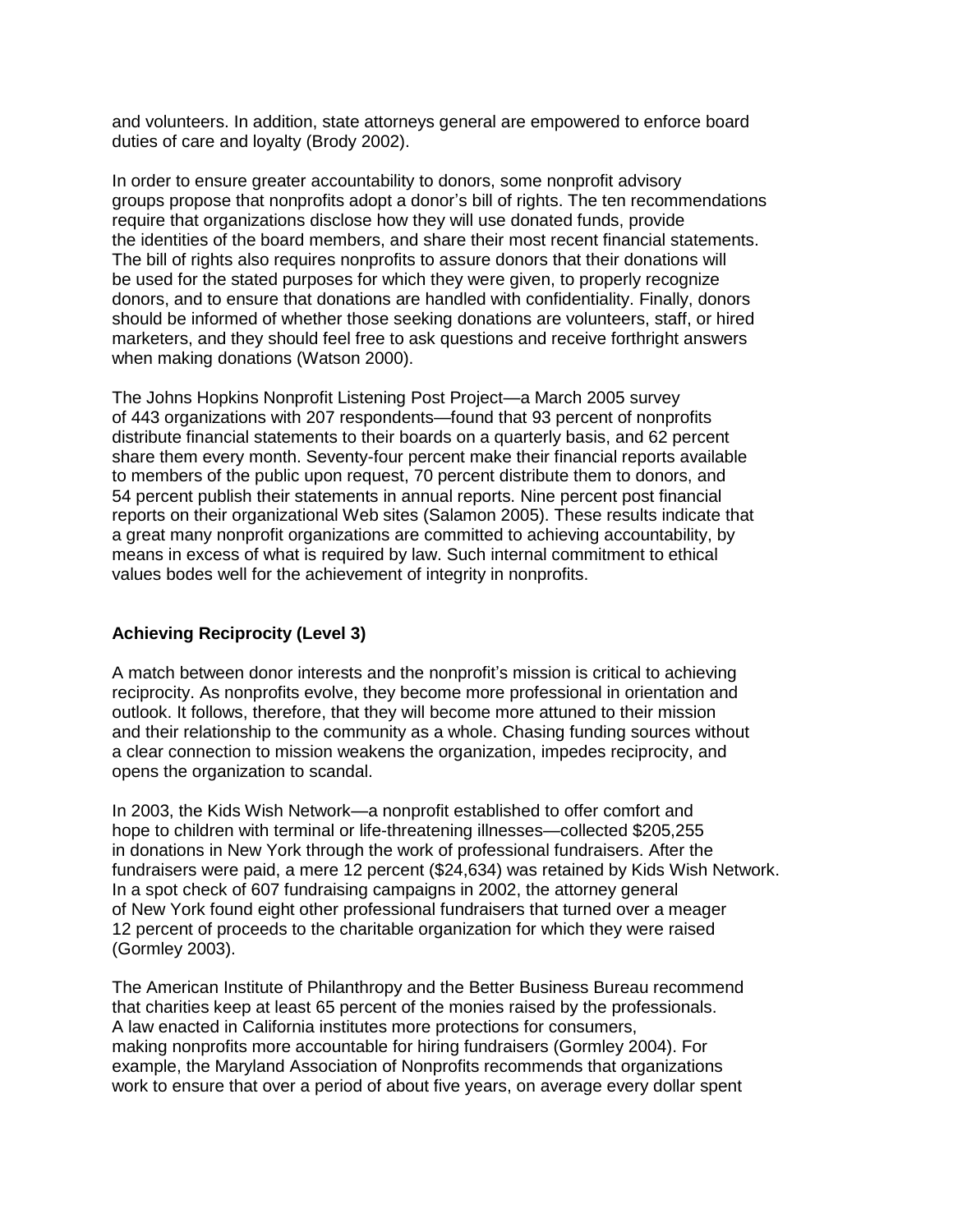and volunteers. In addition, state attorneys general are empowered to enforce board duties of care and loyalty (Brody 2002).

In order to ensure greater accountability to donors, some nonprofit advisory groups propose that nonprofits adopt a donor's bill of rights. The ten recommendations require that organizations disclose how they will use donated funds, provide the identities of the board members, and share their most recent financial statements. The bill of rights also requires nonprofits to assure donors that their donations will be used for the stated purposes for which they were given, to properly recognize donors, and to ensure that donations are handled with confidentiality. Finally, donors should be informed of whether those seeking donations are volunteers, staff, or hired marketers, and they should feel free to ask questions and receive forthright answers when making donations (Watson 2000).

The Johns Hopkins Nonprofit Listening Post Project—a March 2005 survey of 443 organizations with 207 respondents—found that 93 percent of nonprofits distribute financial statements to their boards on a quarterly basis, and 62 percent share them every month. Seventy-four percent make their financial reports available to members of the public upon request, 70 percent distribute them to donors, and 54 percent publish their statements in annual reports. Nine percent post financial reports on their organizational Web sites (Salamon 2005). These results indicate that a great many nonprofit organizations are committed to achieving accountability, by means in excess of what is required by law. Such internal commitment to ethical values bodes well for the achievement of integrity in nonprofits.

### Achieving Reciprocity (Level 3)

A match between donor interests and the nonprofit's mission is critical to achieving reciprocity. As nonprofits evolve, they become more professional in orientation and outlook. It follows, therefore, that they will become more attuned to their mission and their relationship to the community as a whole. Chasing funding sources without a clear connection to mission weakens the organization, impedes reciprocity, and opens the organization to scandal.

In 2003, the Kids Wish Network—a nonprofit established to offer comfort and hope to children with terminal or life-threatening illnesses—collected $205,255 in donations in New York through the work of professional fundraisers. After the fundraisers were paid, a mere 12 percent ($24,634) was retained by Kids Wish Network. In a spot check of 607 fundraising campaigns in 2002, the attorney general of New York found eight other professional fundraisers that turned over a meager 12 percent of proceeds to the charitable organization for which they were raised (Gormley 2003).

The American Institute of Philanthropy and the Better Business Bureau recommend that charities keep at least 65 percent of the monies raised by the professionals. A law enacted in California institutes more protections for consumers, making nonprofits more accountable for hiring fundraisers (Gormley 2004). For example, the Maryland Association of Nonprofits recommends that organizations work to ensure that over a period of about five years, on average every dollar spent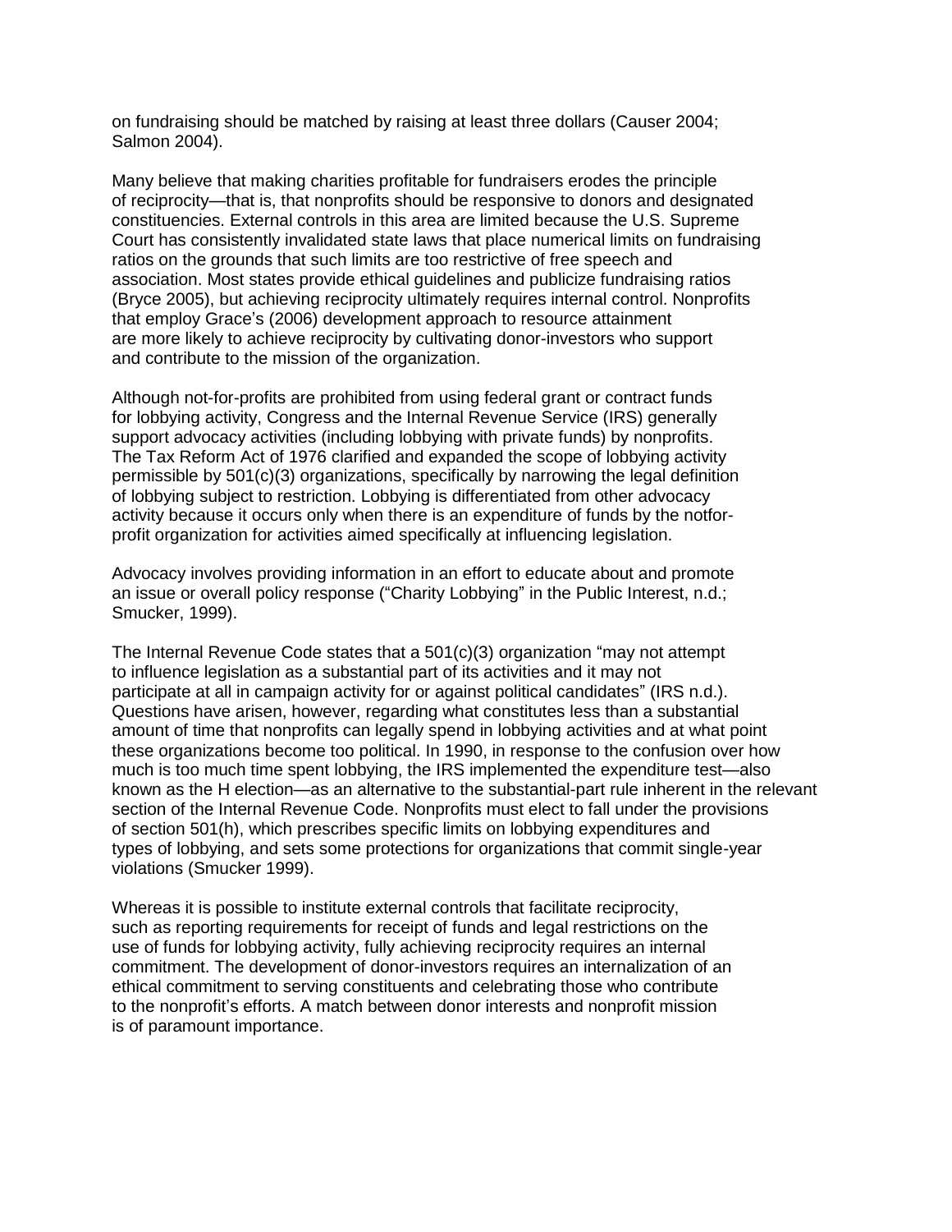on fundraising should be matched by raising at least three dollars (Causer 2004; Salmon 2004).

Many believe that making charities profitable for fundraisers erodes the principle of reciprocity—that is, that nonprofits should be responsive to donors and designated constituencies. External controls in this area are limited because the U.S. Supreme Court has consistently invalidated state laws that place numerical limits on fundraising ratios on the grounds that such limits are too restrictive of free speech and association. Most states provide ethical guidelines and publicize fundraising ratios (Bryce 2005), but achieving reciprocity ultimately requires internal control. Nonprofits that employ Grace's (2006) development approach to resource attainment are more likely to achieve reciprocity by cultivating donor-investors who support and contribute to the mission of the organization.

Although not-for-profits are prohibited from using federal grant or contract funds for lobbying activity, Congress and the Internal Revenue Service (IRS) generally support advocacy activities (including lobbying with private funds) by nonprofits. The Tax Reform Act of 1976 clarified and expanded the scope of lobbying activity permissible by 501(c)(3) organizations, specifically by narrowing the legal definition of lobbying subject to restriction. Lobbying is differentiated from other advocacy activity because it occurs only when there is an expenditure of funds by the notfor-profit organization for activities aimed specifically at influencing legislation.

Advocacy involves providing information in an effort to educate about and promote an issue or overall policy response ("Charity Lobbying" in the Public Interest, n.d.; Smucker, 1999).

The Internal Revenue Code states that a 501(c)(3) organization "may not attempt to influence legislation as a substantial part of its activities and it may not participate at all in campaign activity for or against political candidates" (IRS n.d.). Questions have arisen, however, regarding what constitutes less than a substantial amount of time that nonprofits can legally spend in lobbying activities and at what point these organizations become too political. In 1990, in response to the confusion over how much is too much time spent lobbying, the IRS implemented the expenditure test—also known as the H election—as an alternative to the substantial-part rule inherent in the relevant section of the Internal Revenue Code. Nonprofits must elect to fall under the provisions of section 501(h), which prescribes specific limits on lobbying expenditures and types of lobbying, and sets some protections for organizations that commit single-year violations (Smucker 1999).

Whereas it is possible to institute external controls that facilitate reciprocity, such as reporting requirements for receipt of funds and legal restrictions on the use of funds for lobbying activity, fully achieving reciprocity requires an internal commitment. The development of donor-investors requires an internalization of an ethical commitment to serving constituents and celebrating those who contribute to the nonprofit's efforts. A match between donor interests and nonprofit mission is of paramount importance.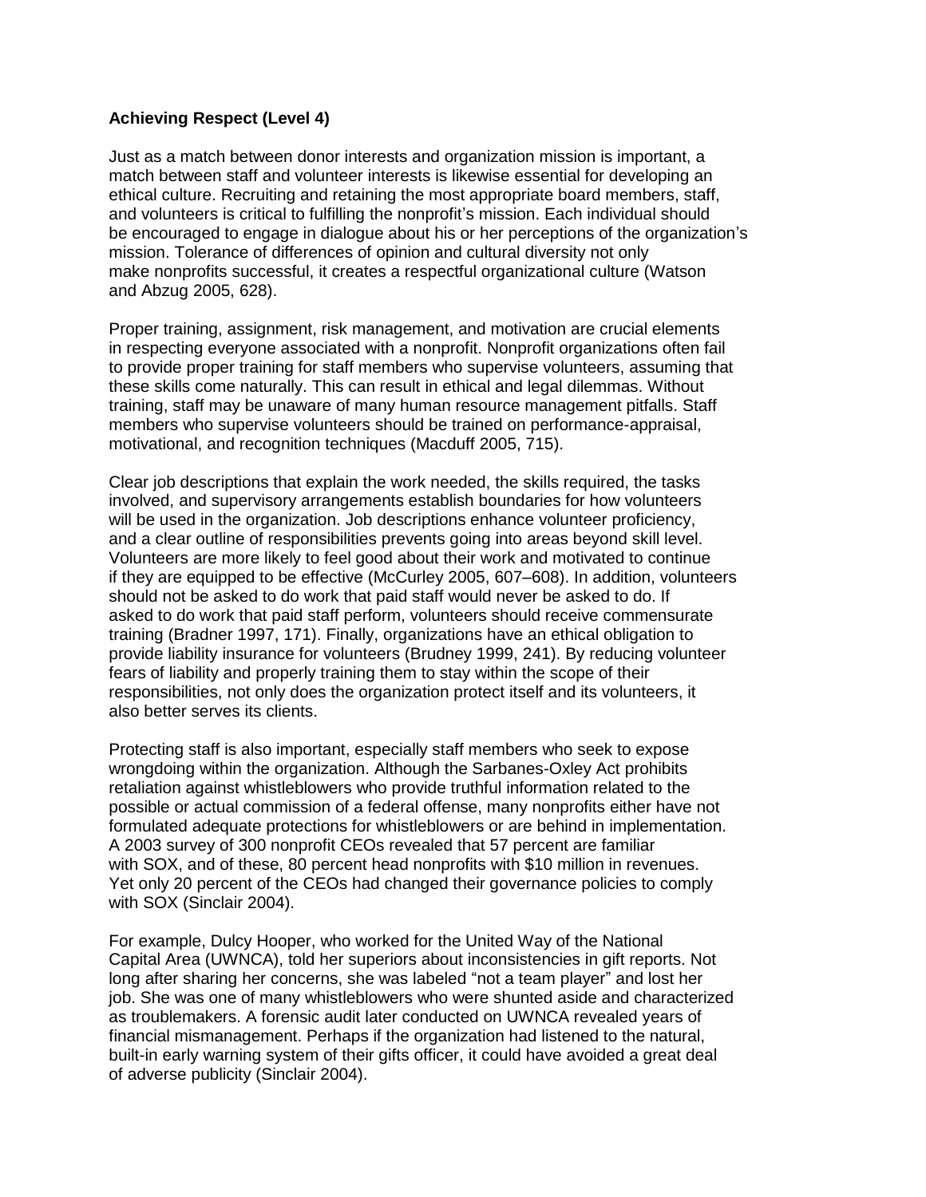**Achieving Respect (Level 4)**

Just as a match between donor interests and organization mission is important, a match between staff and volunteer interests is likewise essential for developing an ethical culture. Recruiting and retaining the most appropriate board members, staff, and volunteers is critical to fulfilling the nonprofit's mission. Each individual should be encouraged to engage in dialogue about his or her perceptions of the organization's mission. Tolerance of differences of opinion and cultural diversity not only make nonprofits successful, it creates a respectful organizational culture (Watson and Abzug 2005, 628).

Proper training, assignment, risk management, and motivation are crucial elements in respecting everyone associated with a nonprofit. Nonprofit organizations often fail to provide proper training for staff members who supervise volunteers, assuming that these skills come naturally. This can result in ethical and legal dilemmas. Without training, staff may be unaware of many human resource management pitfalls. Staff members who supervise volunteers should be trained on performance-appraisal, motivational, and recognition techniques (Macduff 2005, 715).

Clear job descriptions that explain the work needed, the skills required, the tasks involved, and supervisory arrangements establish boundaries for how volunteers will be used in the organization. Job descriptions enhance volunteer proficiency, and a clear outline of responsibilities prevents going into areas beyond skill level. Volunteers are more likely to feel good about their work and motivated to continue if they are equipped to be effective (McCurley 2005, 607–608). In addition, volunteers should not be asked to do work that paid staff would never be asked to do. If asked to do work that paid staff perform, volunteers should receive commensurate training (Bradner 1997, 171). Finally, organizations have an ethical obligation to provide liability insurance for volunteers (Brudney 1999, 241). By reducing volunteer fears of liability and properly training them to stay within the scope of their responsibilities, not only does the organization protect itself and its volunteers, it also better serves its clients.

Protecting staff is also important, especially staff members who seek to expose wrongdoing within the organization. Although the Sarbanes-Oxley Act prohibits retaliation against whistleblowers who provide truthful information related to the possible or actual commission of a federal offense, many nonprofits either have not formulated adequate protections for whistleblowers or are behind in implementation. A 2003 survey of 300 nonprofit CEOs revealed that 57 percent are familiar with SOX, and of these, 80 percent head nonprofits with $10 million in revenues. Yet only 20 percent of the CEOs had changed their governance policies to comply with SOX (Sinclair 2004).

For example, Dulcy Hooper, who worked for the United Way of the National Capital Area (UWNCA), told her superiors about inconsistencies in gift reports. Not long after sharing her concerns, she was labeled "not a team player" and lost her job. She was one of many whistleblowers who were shunted aside and characterized as troublemakers. A forensic audit later conducted on UWNCA revealed years of financial mismanagement. Perhaps if the organization had listened to the natural, built-in early warning system of their gifts officer, it could have avoided a great deal of adverse publicity (Sinclair 2004).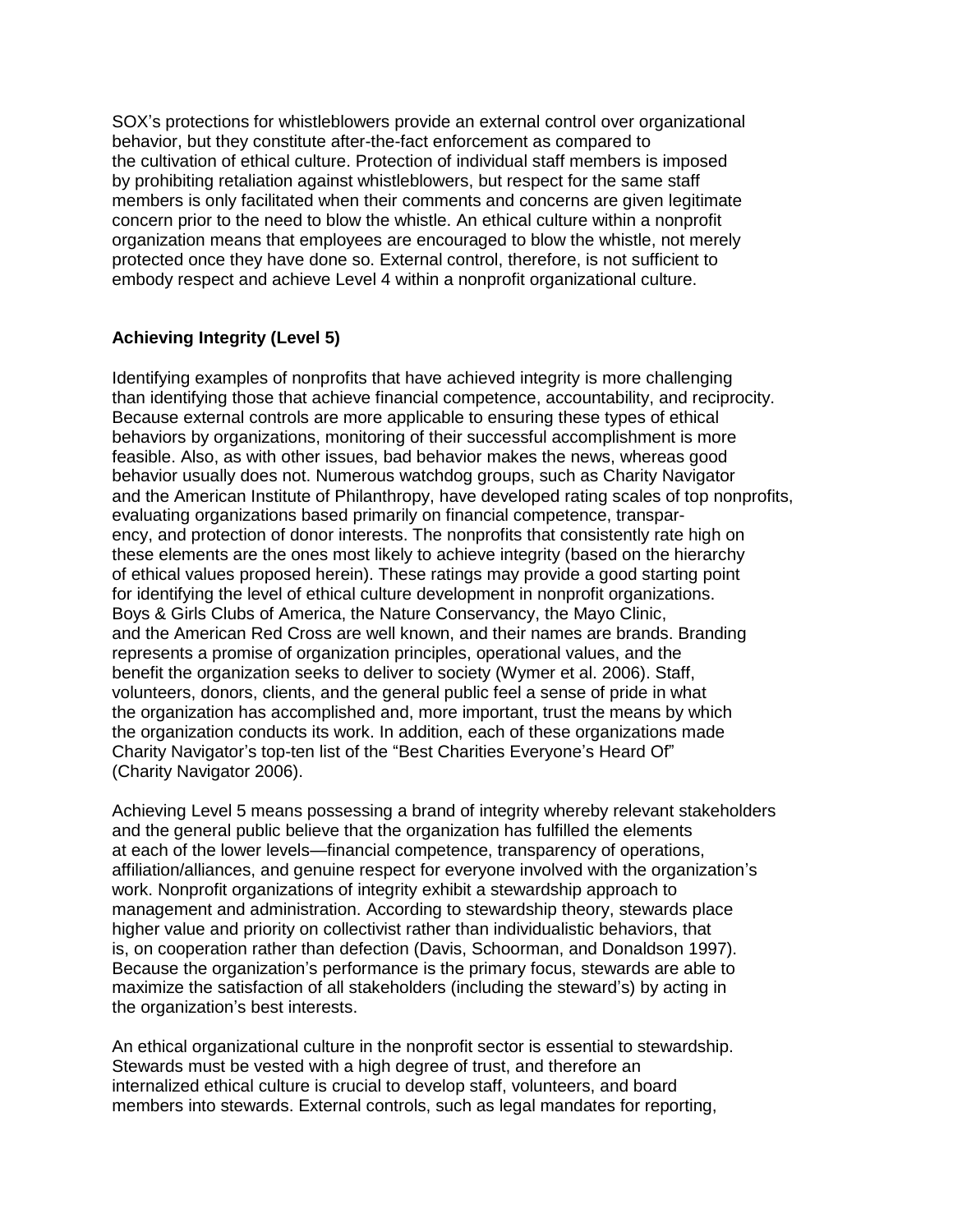SOX's protections for whistleblowers provide an external control over organizational behavior, but they constitute after-the-fact enforcement as compared to the cultivation of ethical culture. Protection of individual staff members is imposed by prohibiting retaliation against whistleblowers, but respect for the same staff members is only facilitated when their comments and concerns are given legitimate concern prior to the need to blow the whistle. An ethical culture within a nonprofit organization means that employees are encouraged to blow the whistle, not merely protected once they have done so. External control, therefore, is not sufficient to embody respect and achieve Level 4 within a nonprofit organizational culture.

## Achieving Integrity (Level 5)

Identifying examples of nonprofits that have achieved integrity is more challenging than identifying those that achieve financial competence, accountability, and reciprocity. Because external controls are more applicable to ensuring these types of ethical behaviors by organizations, monitoring of their successful accomplishment is more feasible. Also, as with other issues, bad behavior makes the news, whereas good behavior usually does not. Numerous watchdog groups, such as Charity Navigator and the American Institute of Philanthropy, have developed rating scales of top nonprofits, evaluating organizations based primarily on financial competence, transparency, and protection of donor interests. The nonprofits that consistently rate high on these elements are the ones most likely to achieve integrity (based on the hierarchy of ethical values proposed herein). These ratings may provide a good starting point for identifying the level of ethical culture development in nonprofit organizations. Boys & Girls Clubs of America, the Nature Conservancy, the Mayo Clinic, and the American Red Cross are well known, and their names are brands. Branding represents a promise of organization principles, operational values, and the benefit the organization seeks to deliver to society (Wymer et al. 2006). Staff, volunteers, donors, clients, and the general public feel a sense of pride in what the organization has accomplished and, more important, trust the means by which the organization conducts its work. In addition, each of these organizations made Charity Navigator's top-ten list of the "Best Charities Everyone's Heard Of" (Charity Navigator 2006).

Achieving Level 5 means possessing a brand of integrity whereby relevant stakeholders and the general public believe that the organization has fulfilled the elements at each of the lower levels—financial competence, transparency of operations, affiliation/alliances, and genuine respect for everyone involved with the organization's work. Nonprofit organizations of integrity exhibit a stewardship approach to management and administration. According to stewardship theory, stewards place higher value and priority on collectivist rather than individualistic behaviors, that is, on cooperation rather than defection (Davis, Schoorman, and Donaldson 1997). Because the organization's performance is the primary focus, stewards are able to maximize the satisfaction of all stakeholders (including the steward's) by acting in the organization's best interests.

An ethical organizational culture in the nonprofit sector is essential to stewardship. Stewards must be vested with a high degree of trust, and therefore an internalized ethical culture is crucial to develop staff, volunteers, and board members into stewards. External controls, such as legal mandates for reporting,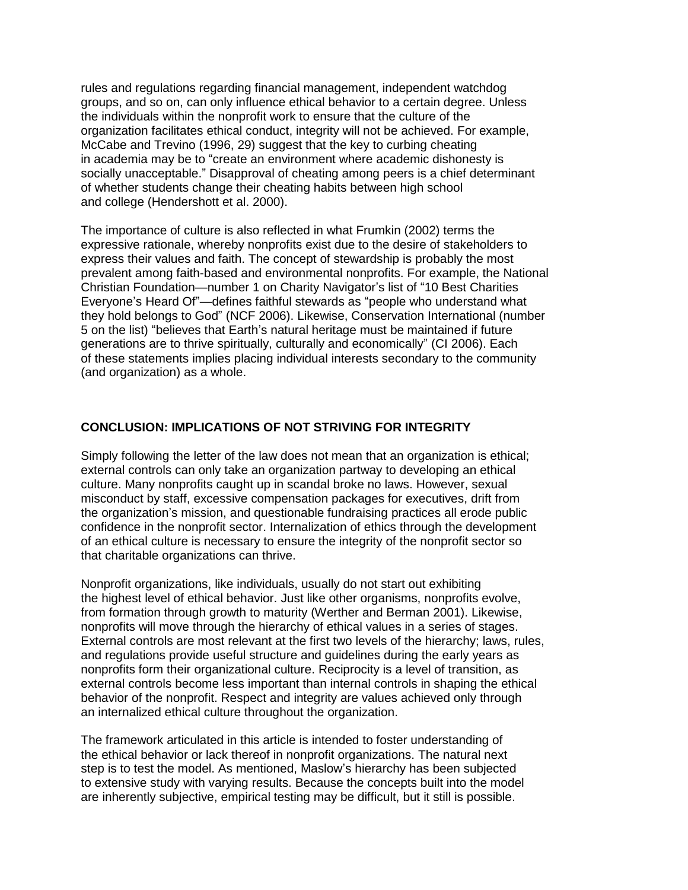rules and regulations regarding financial management, independent watchdog groups, and so on, can only influence ethical behavior to a certain degree. Unless the individuals within the nonprofit work to ensure that the culture of the organization facilitates ethical conduct, integrity will not be achieved. For example, McCabe and Trevino (1996, 29) suggest that the key to curbing cheating in academia may be to "create an environment where academic dishonesty is socially unacceptable." Disapproval of cheating among peers is a chief determinant of whether students change their cheating habits between high school and college (Hendershott et al. 2000).

The importance of culture is also reflected in what Frumkin (2002) terms the expressive rationale, whereby nonprofits exist due to the desire of stakeholders to express their values and faith. The concept of stewardship is probably the most prevalent among faith-based and environmental nonprofits. For example, the National Christian Foundation—number 1 on Charity Navigator's list of "10 Best Charities Everyone's Heard Of"—defines faithful stewards as "people who understand what they hold belongs to God" (NCF 2006). Likewise, Conservation International (number 5 on the list) "believes that Earth's natural heritage must be maintained if future generations are to thrive spiritually, culturally and economically" (CI 2006). Each of these statements implies placing individual interests secondary to the community (and organization) as a whole.

## CONCLUSION: IMPLICATIONS OF NOT STRIVING FOR INTEGRITY

Simply following the letter of the law does not mean that an organization is ethical; external controls can only take an organization partway to developing an ethical culture. Many nonprofits caught up in scandal broke no laws. However, sexual misconduct by staff, excessive compensation packages for executives, drift from the organization's mission, and questionable fundraising practices all erode public confidence in the nonprofit sector. Internalization of ethics through the development of an ethical culture is necessary to ensure the integrity of the nonprofit sector so that charitable organizations can thrive.

Nonprofit organizations, like individuals, usually do not start out exhibiting the highest level of ethical behavior. Just like other organisms, nonprofits evolve, from formation through growth to maturity (Werther and Berman 2001). Likewise, nonprofits will move through the hierarchy of ethical values in a series of stages. External controls are most relevant at the first two levels of the hierarchy; laws, rules, and regulations provide useful structure and guidelines during the early years as nonprofits form their organizational culture. Reciprocity is a level of transition, as external controls become less important than internal controls in shaping the ethical behavior of the nonprofit. Respect and integrity are values achieved only through an internalized ethical culture throughout the organization.

The framework articulated in this article is intended to foster understanding of the ethical behavior or lack thereof in nonprofit organizations. The natural next step is to test the model. As mentioned, Maslow's hierarchy has been subjected to extensive study with varying results. Because the concepts built into the model are inherently subjective, empirical testing may be difficult, but it still is possible.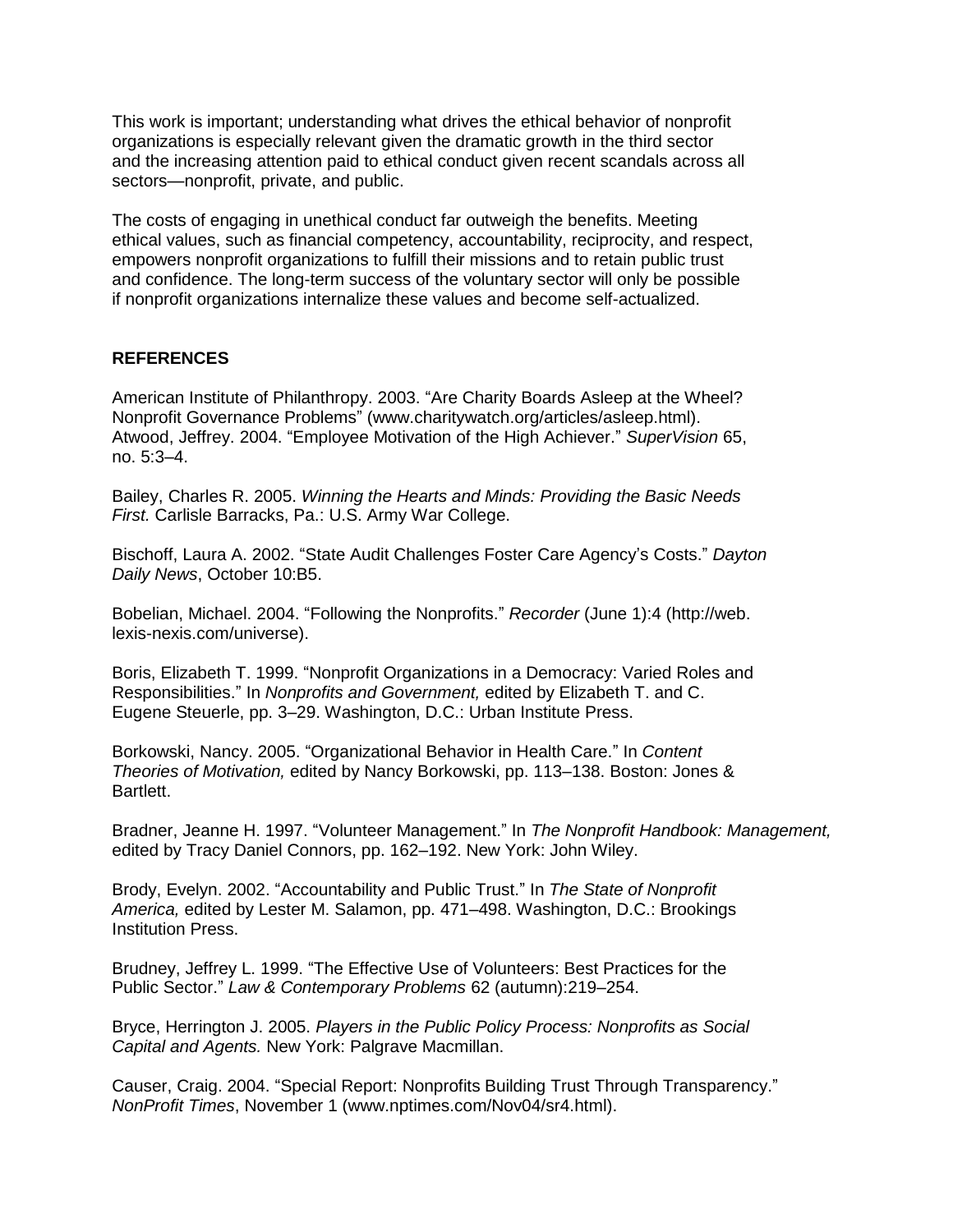This work is important; understanding what drives the ethical behavior of nonprofit organizations is especially relevant given the dramatic growth in the third sector and the increasing attention paid to ethical conduct given recent scandals across all sectors—nonprofit, private, and public.

The costs of engaging in unethical conduct far outweigh the benefits. Meeting ethical values, such as financial competency, accountability, reciprocity, and respect, empowers nonprofit organizations to fulfill their missions and to retain public trust and confidence. The long-term success of the voluntary sector will only be possible if nonprofit organizations internalize these values and become self-actualized.

## REFERENCES

American Institute of Philanthropy. 2003. "Are Charity Boards Asleep at the Wheel? Nonprofit Governance Problems" (www.charitywatch.org/articles/asleep.html).
Atwood, Jeffrey. 2004. "Employee Motivation of the High Achiever." *SuperVision* 65, no. 5:3–4.

Bailey, Charles R. 2005. *Winning the Hearts and Minds: Providing the Basic Needs First.* Carlisle Barracks, Pa.: U.S. Army War College.

Bischoff, Laura A. 2002. "State Audit Challenges Foster Care Agency's Costs." *Dayton Daily News*, October 10:B5.

Bobelian, Michael. 2004. "Following the Nonprofits." *Recorder* (June 1):4 (http://web.lexis-nexis.com/universe).

Boris, Elizabeth T. 1999. "Nonprofit Organizations in a Democracy: Varied Roles and Responsibilities." In *Nonprofits and Government,* edited by Elizabeth T. and C. Eugene Steuerle, pp. 3–29. Washington, D.C.: Urban Institute Press.

Borkowski, Nancy. 2005. "Organizational Behavior in Health Care." In *Content Theories of Motivation,* edited by Nancy Borkowski, pp. 113–138. Boston: Jones & Bartlett.

Bradner, Jeanne H. 1997. "Volunteer Management." In *The Nonprofit Handbook: Management,* edited by Tracy Daniel Connors, pp. 162–192. New York: John Wiley.

Brody, Evelyn. 2002. "Accountability and Public Trust." In *The State of Nonprofit America,* edited by Lester M. Salamon, pp. 471–498. Washington, D.C.: Brookings Institution Press.

Brudney, Jeffrey L. 1999. "The Effective Use of Volunteers: Best Practices for the Public Sector." *Law & Contemporary Problems* 62 (autumn):219–254.

Bryce, Herrington J. 2005. *Players in the Public Policy Process: Nonprofits as Social Capital and Agents.* New York: Palgrave Macmillan.

Causer, Craig. 2004. "Special Report: Nonprofits Building Trust Through Transparency." *NonProfit Times*, November 1 (www.nptimes.com/Nov04/sr4.html).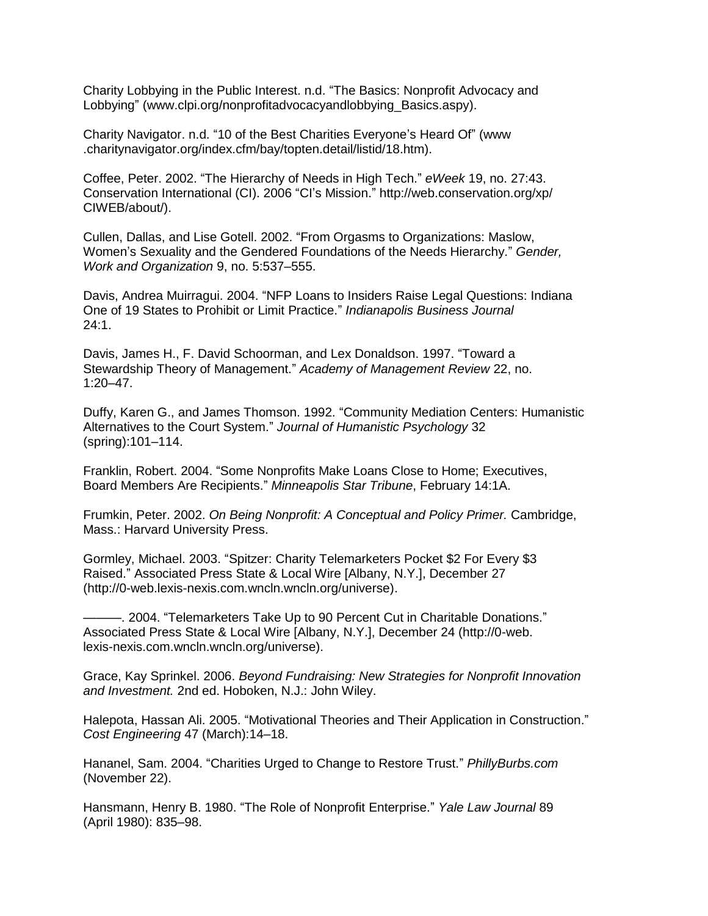Charity Lobbying in the Public Interest. n.d. “The Basics: Nonprofit Advocacy and Lobbying” (www.clpi.org/nonprofitadvocacyandlobbying_Basics.aspy).

Charity Navigator. n.d. “10 of the Best Charities Everyone’s Heard Of” (www .charitynavigator.org/index.cfm/bay/topten.detail/listid/18.htm).

Coffee, Peter. 2002. “The Hierarchy of Needs in High Tech.” *eWeek* 19, no. 27:43. Conservation International (CI). 2006 “CI’s Mission.” http://web.conservation.org/xp/ CIWEB/about/).

Cullen, Dallas, and Lise Gotell. 2002. “From Orgasms to Organizations: Maslow, Women’s Sexuality and the Gendered Foundations of the Needs Hierarchy.” *Gender, Work and Organization* 9, no. 5:537–555.

Davis, Andrea Muirragui. 2004. “NFP Loans to Insiders Raise Legal Questions: Indiana One of 19 States to Prohibit or Limit Practice.” *Indianapolis Business Journal* 24:1.

Davis, James H., F. David Schoorman, and Lex Donaldson. 1997. “Toward a Stewardship Theory of Management.” *Academy of Management Review* 22, no. 1:20–47.

Duffy, Karen G., and James Thomson. 1992. “Community Mediation Centers: Humanistic Alternatives to the Court System.” *Journal of Humanistic Psychology* 32 (spring):101–114.

Franklin, Robert. 2004. “Some Nonprofits Make Loans Close to Home; Executives, Board Members Are Recipients.” *Minneapolis Star Tribune*, February 14:1A.

Frumkin, Peter. 2002. *On Being Nonprofit: A Conceptual and Policy Primer.* Cambridge, Mass.: Harvard University Press.

Gormley, Michael. 2003. “Spitzer: Charity Telemarketers Pocket $2 For Every $3 Raised.” Associated Press State & Local Wire [Albany, N.Y.], December 27 (http://0-web.lexis-nexis.com.wncln.wncln.org/universe).

———. 2004. “Telemarketers Take Up to 90 Percent Cut in Charitable Donations.” Associated Press State & Local Wire [Albany, N.Y.], December 24 (http://0-web. lexis-nexis.com.wncln.wncln.org/universe).

Grace, Kay Sprinkel. 2006. *Beyond Fundraising: New Strategies for Nonprofit Innovation and Investment.* 2nd ed. Hoboken, N.J.: John Wiley.

Halepota, Hassan Ali. 2005. “Motivational Theories and Their Application in Construction.” *Cost Engineering* 47 (March):14–18.

Hananel, Sam. 2004. “Charities Urged to Change to Restore Trust.” *PhillyBurbs.com* (November 22).

Hansmann, Henry B. 1980. “The Role of Nonprofit Enterprise.” *Yale Law Journal* 89 (April 1980): 835–98.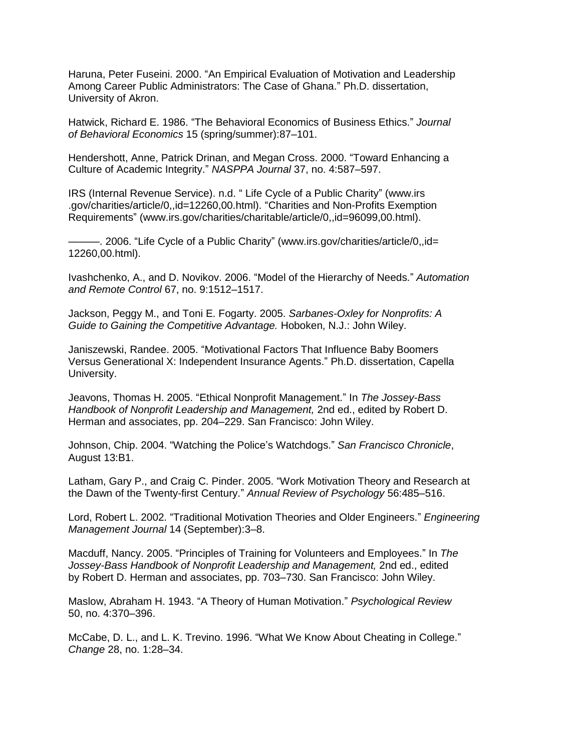Haruna, Peter Fuseini. 2000. “An Empirical Evaluation of Motivation and Leadership Among Career Public Administrators: The Case of Ghana.” Ph.D. dissertation, University of Akron.

Hatwick, Richard E. 1986. “The Behavioral Economics of Business Ethics.” *Journal of Behavioral Economics* 15 (spring/summer):87–101.

Hendershott, Anne, Patrick Drinan, and Megan Cross. 2000. “Toward Enhancing a Culture of Academic Integrity.” *NASPPA Journal* 37, no. 4:587–597.

IRS (Internal Revenue Service). n.d. “ Life Cycle of a Public Charity” (www.irs .gov/charities/article/0,,id=12260,00.html). “Charities and Non-Profits Exemption Requirements” (www.irs.gov/charities/charitable/article/0,,id=96099,00.html).

———. 2006. “Life Cycle of a Public Charity” (www.irs.gov/charities/article/0,,id= 12260,00.html).

Ivashchenko, A., and D. Novikov. 2006. “Model of the Hierarchy of Needs.” *Automation and Remote Control* 67, no. 9:1512–1517.

Jackson, Peggy M., and Toni E. Fogarty. 2005. *Sarbanes-Oxley for Nonprofits: A Guide to Gaining the Competitive Advantage.* Hoboken, N.J.: John Wiley.

Janiszewski, Randee. 2005. “Motivational Factors That Influence Baby Boomers Versus Generational X: Independent Insurance Agents.” Ph.D. dissertation, Capella University.

Jeavons, Thomas H. 2005. “Ethical Nonprofit Management.” In *The Jossey-Bass Handbook of Nonprofit Leadership and Management,* 2nd ed., edited by Robert D. Herman and associates, pp. 204–229. San Francisco: John Wiley.

Johnson, Chip. 2004. “Watching the Police’s Watchdogs.” *San Francisco Chronicle*, August 13:B1.

Latham, Gary P., and Craig C. Pinder. 2005. “Work Motivation Theory and Research at the Dawn of the Twenty-first Century.” *Annual Review of Psychology* 56:485–516.

Lord, Robert L. 2002. “Traditional Motivation Theories and Older Engineers.” *Engineering Management Journal* 14 (September):3–8.

Macduff, Nancy. 2005. “Principles of Training for Volunteers and Employees.” In *The Jossey-Bass Handbook of Nonprofit Leadership and Management,* 2nd ed., edited by Robert D. Herman and associates, pp. 703–730. San Francisco: John Wiley.

Maslow, Abraham H. 1943. “A Theory of Human Motivation.” *Psychological Review* 50, no. 4:370–396.

McCabe, D. L., and L. K. Trevino. 1996. “What We Know About Cheating in College.” *Change* 28, no. 1:28–34.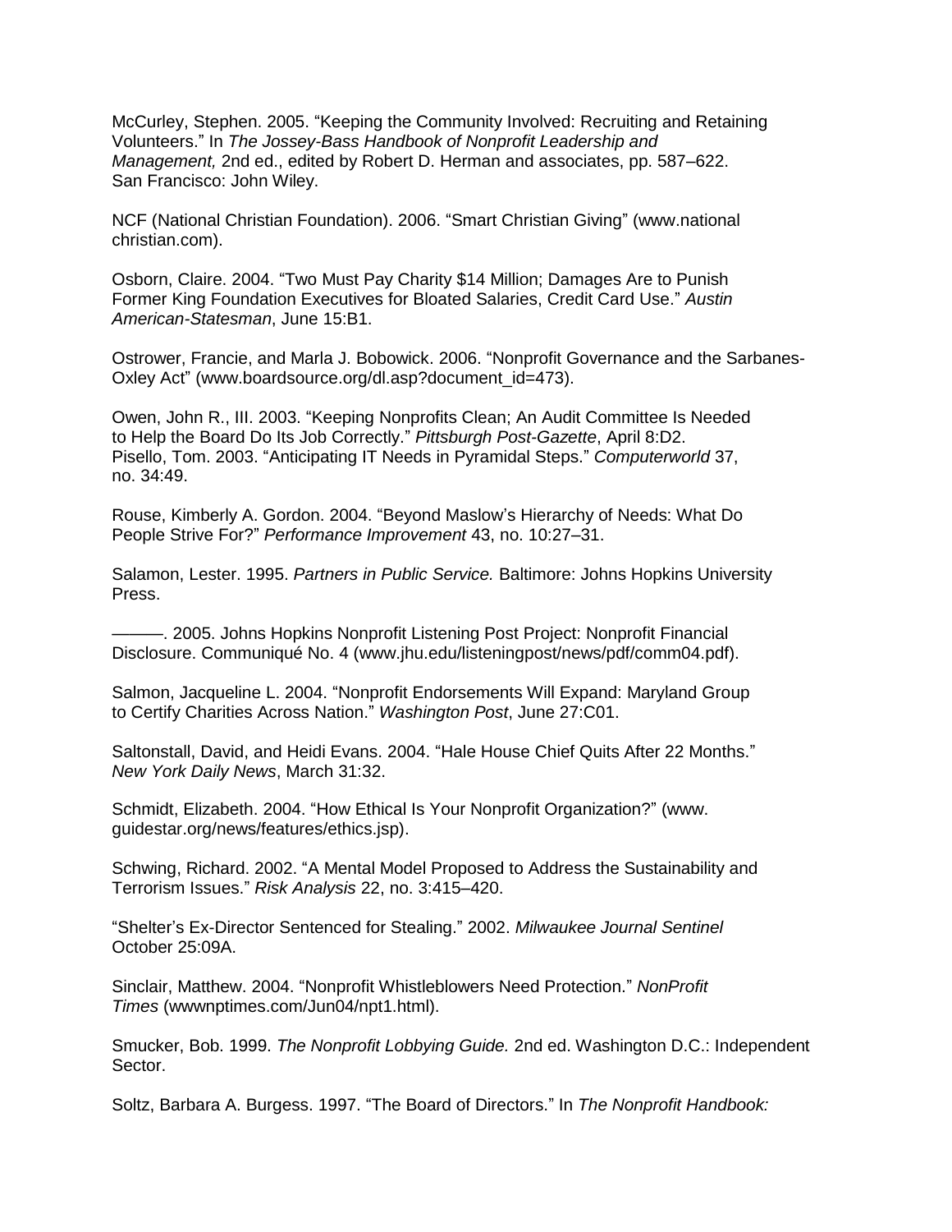McCurley, Stephen. 2005. "Keeping the Community Involved: Recruiting and Retaining Volunteers." In *The Jossey-Bass Handbook of Nonprofit Leadership and Management,* 2nd ed., edited by Robert D. Herman and associates, pp. 587–622. San Francisco: John Wiley.

NCF (National Christian Foundation). 2006. "Smart Christian Giving" (www.national christian.com).

Osborn, Claire. 2004. "Two Must Pay Charity $14 Million; Damages Are to Punish Former King Foundation Executives for Bloated Salaries, Credit Card Use." *Austin American-Statesman*, June 15:B1.

Ostrower, Francie, and Marla J. Bobowick. 2006. "Nonprofit Governance and the Sarbanes-Oxley Act" (www.boardsource.org/dl.asp?document_id=473).

Owen, John R., III. 2003. "Keeping Nonprofits Clean; An Audit Committee Is Needed to Help the Board Do Its Job Correctly." *Pittsburgh Post-Gazette*, April 8:D2.
Pisello, Tom. 2003. "Anticipating IT Needs in Pyramidal Steps." *Computerworld* 37, no. 34:49.

Rouse, Kimberly A. Gordon. 2004. "Beyond Maslow's Hierarchy of Needs: What Do People Strive For?" *Performance Improvement* 43, no. 10:27–31.

Salamon, Lester. 1995. *Partners in Public Service.* Baltimore: Johns Hopkins University Press.

———. 2005. Johns Hopkins Nonprofit Listening Post Project: Nonprofit Financial Disclosure. Communiqué No. 4 (www.jhu.edu/listeningpost/news/pdf/comm04.pdf).

Salmon, Jacqueline L. 2004. "Nonprofit Endorsements Will Expand: Maryland Group to Certify Charities Across Nation." *Washington Post*, June 27:C01.

Saltonstall, David, and Heidi Evans. 2004. "Hale House Chief Quits After 22 Months." *New York Daily News*, March 31:32.

Schmidt, Elizabeth. 2004. "How Ethical Is Your Nonprofit Organization?" (www. guidestar.org/news/features/ethics.jsp).

Schwing, Richard. 2002. "A Mental Model Proposed to Address the Sustainability and Terrorism Issues." *Risk Analysis* 22, no. 3:415–420.

"Shelter's Ex-Director Sentenced for Stealing." 2002. *Milwaukee Journal Sentinel* October 25:09A.

Sinclair, Matthew. 2004. "Nonprofit Whistleblowers Need Protection." *NonProfit Times* (wwwnptimes.com/Jun04/npt1.html).

Smucker, Bob. 1999. *The Nonprofit Lobbying Guide.* 2nd ed. Washington D.C.: Independent Sector.

Soltz, Barbara A. Burgess. 1997. "The Board of Directors." In *The Nonprofit Handbook:*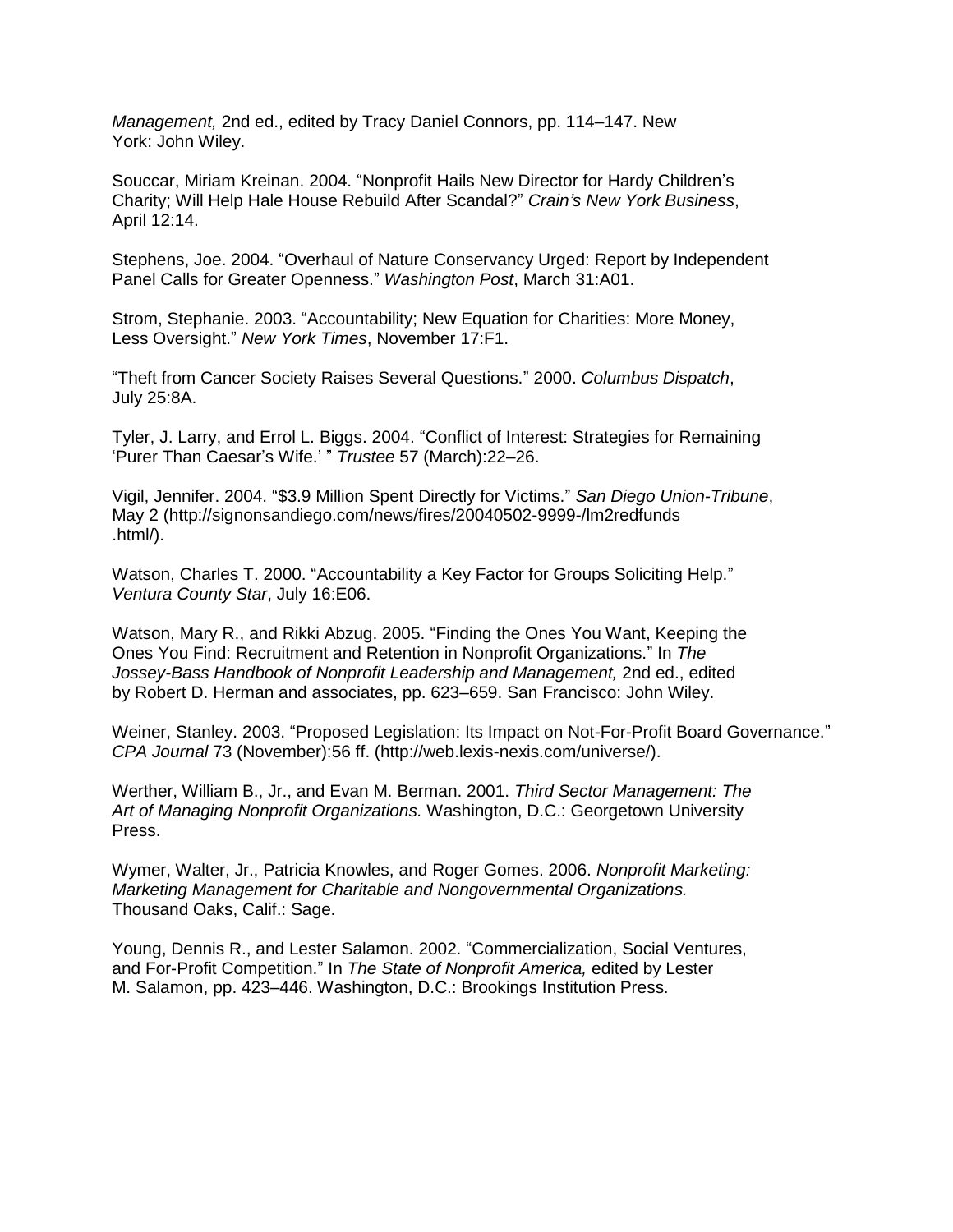*Management,* 2nd ed., edited by Tracy Daniel Connors, pp. 114–147. New York: John Wiley.

Souccar, Miriam Kreinan. 2004. "Nonprofit Hails New Director for Hardy Children's Charity; Will Help Hale House Rebuild After Scandal?" *Crain's New York Business*, April 12:14.

Stephens, Joe. 2004. "Overhaul of Nature Conservancy Urged: Report by Independent Panel Calls for Greater Openness." *Washington Post*, March 31:A01.

Strom, Stephanie. 2003. "Accountability; New Equation for Charities: More Money, Less Oversight." *New York Times*, November 17:F1.

"Theft from Cancer Society Raises Several Questions." 2000. *Columbus Dispatch*, July 25:8A.

Tyler, J. Larry, and Errol L. Biggs. 2004. "Conflict of Interest: Strategies for Remaining 'Purer Than Caesar's Wife.' " *Trustee* 57 (March):22–26.

Vigil, Jennifer. 2004. "$3.9 Million Spent Directly for Victims." *San Diego Union-Tribune*, May 2 (http://signonsandiego.com/news/fires/20040502-9999-/lm2redfunds .html/).

Watson, Charles T. 2000. "Accountability a Key Factor for Groups Soliciting Help." *Ventura County Star*, July 16:E06.

Watson, Mary R., and Rikki Abzug. 2005. "Finding the Ones You Want, Keeping the Ones You Find: Recruitment and Retention in Nonprofit Organizations." In *The Jossey-Bass Handbook of Nonprofit Leadership and Management,* 2nd ed., edited by Robert D. Herman and associates, pp. 623–659. San Francisco: John Wiley.

Weiner, Stanley. 2003. "Proposed Legislation: Its Impact on Not-For-Profit Board Governance." *CPA Journal* 73 (November):56 ff. (http://web.lexis-nexis.com/universe/).

Werther, William B., Jr., and Evan M. Berman. 2001. *Third Sector Management: The Art of Managing Nonprofit Organizations.* Washington, D.C.: Georgetown University Press.

Wymer, Walter, Jr., Patricia Knowles, and Roger Gomes. 2006. *Nonprofit Marketing: Marketing Management for Charitable and Nongovernmental Organizations.* Thousand Oaks, Calif.: Sage.

Young, Dennis R., and Lester Salamon. 2002. "Commercialization, Social Ventures, and For-Profit Competition." In *The State of Nonprofit America,* edited by Lester M. Salamon, pp. 423–446. Washington, D.C.: Brookings Institution Press.